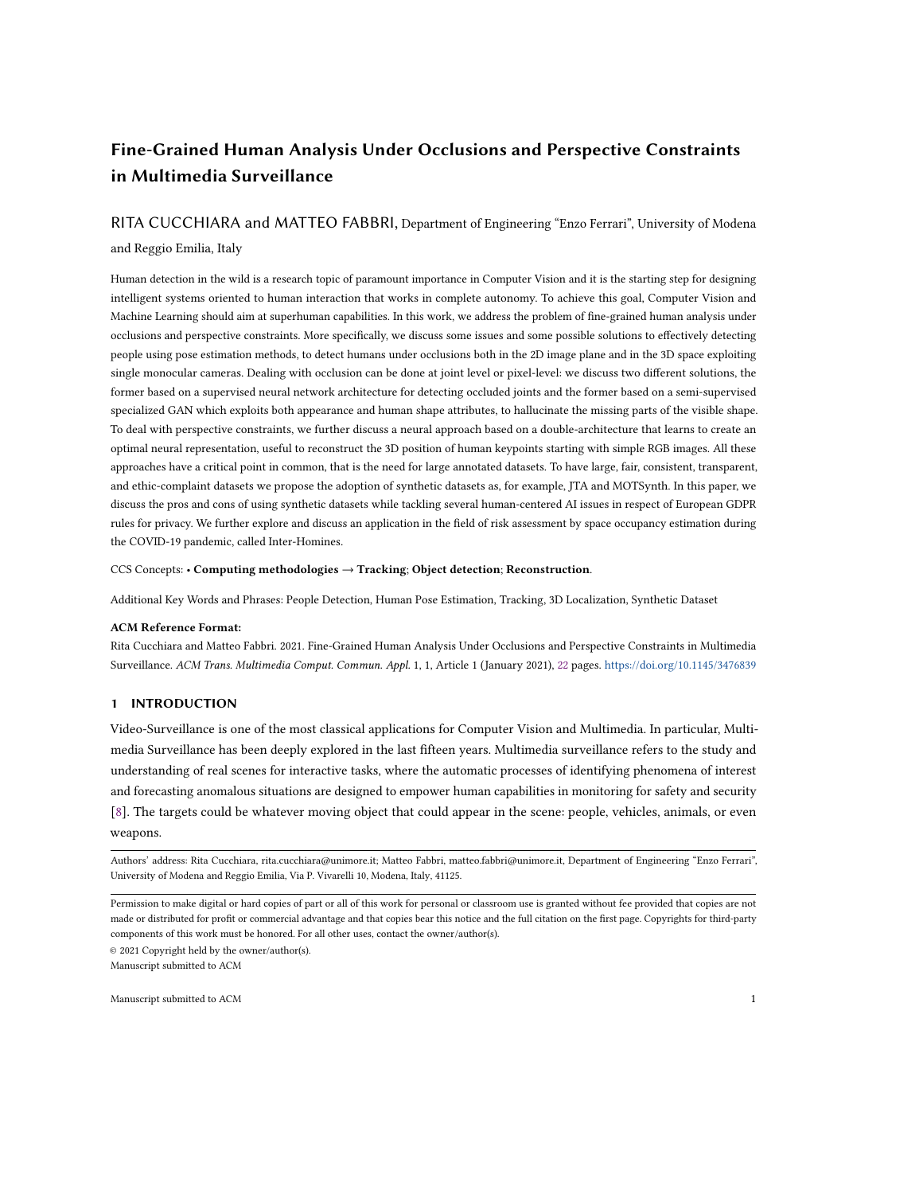# Fine-Grained Human Analysis Under Occlusions and Perspective Constraints in Multimedia Surveillance

RITA CUCCHIARA and MATTEO FABBRI, Department of Engineering "Enzo Ferrari", University of Modena and Reggio Emilia, Italy

Human detection in the wild is a research topic of paramount importance in Computer Vision and it is the starting step for designing intelligent systems oriented to human interaction that works in complete autonomy. To achieve this goal, Computer Vision and Machine Learning should aim at superhuman capabilities. In this work, we address the problem of fine-grained human analysis under occlusions and perspective constraints. More specifically, we discuss some issues and some possible solutions to effectively detecting people using pose estimation methods, to detect humans under occlusions both in the 2D image plane and in the 3D space exploiting single monocular cameras. Dealing with occlusion can be done at joint level or pixel-level: we discuss two different solutions, the former based on a supervised neural network architecture for detecting occluded joints and the former based on a semi-supervised specialized GAN which exploits both appearance and human shape attributes, to hallucinate the missing parts of the visible shape. To deal with perspective constraints, we further discuss a neural approach based on a double-architecture that learns to create an optimal neural representation, useful to reconstruct the 3D position of human keypoints starting with simple RGB images. All these approaches have a critical point in common, that is the need for large annotated datasets. To have large, fair, consistent, transparent, and ethic-complaint datasets we propose the adoption of synthetic datasets as, for example, JTA and MOTSynth. In this paper, we discuss the pros and cons of using synthetic datasets while tackling several human-centered AI issues in respect of European GDPR rules for privacy. We further explore and discuss an application in the field of risk assessment by space occupancy estimation during the COVID-19 pandemic, called Inter-Homines.

CCS Concepts: • **Computing methodologies** → **Tracking**; **Object detection**; **Reconstruction**.

Additional Key Words and Phrases: People Detection, Human Pose Estimation, Tracking, 3D Localization, Synthetic Dataset

**ACM Reference Format:**
Rita Cucchiara and Matteo Fabbri. 2021. Fine-Grained Human Analysis Under Occlusions and Perspective Constraints in Multimedia Surveillance. *ACM Trans. Multimedia Comput. Commun. Appl.* 1, 1, Article 1 (January 2021), 22 pages. https://doi.org/10.1145/3476839

## 1 INTRODUCTION

Video-Surveillance is one of the most classical applications for Computer Vision and Multimedia. In particular, Multimedia Surveillance has been deeply explored in the last fifteen years. Multimedia surveillance refers to the study and understanding of real scenes for interactive tasks, where the automatic processes of identifying phenomena of interest and forecasting anomalous situations are designed to empower human capabilities in monitoring for safety and security [8]. The targets could be whatever moving object that could appear in the scene: people, vehicles, animals, or even weapons.

---

Authors' address: Rita Cucchiara, rita.cucchiara@unimore.it; Matteo Fabbri, matteo.fabbri@unimore.it, Department of Engineering "Enzo Ferrari", University of Modena and Reggio Emilia, Via P. Vivarelli 10, Modena, Italy, 41125.

Permission to make digital or hard copies of part or all of this work for personal or classroom use is granted without fee provided that copies are not made or distributed for profit or commercial advantage and that copies bear this notice and the full citation on the first page. Copyrights for third-party components of this work must be honored. For all other uses, contact the owner/author(s).

© 2021 Copyright held by the owner/author(s).
Manuscript submitted to ACM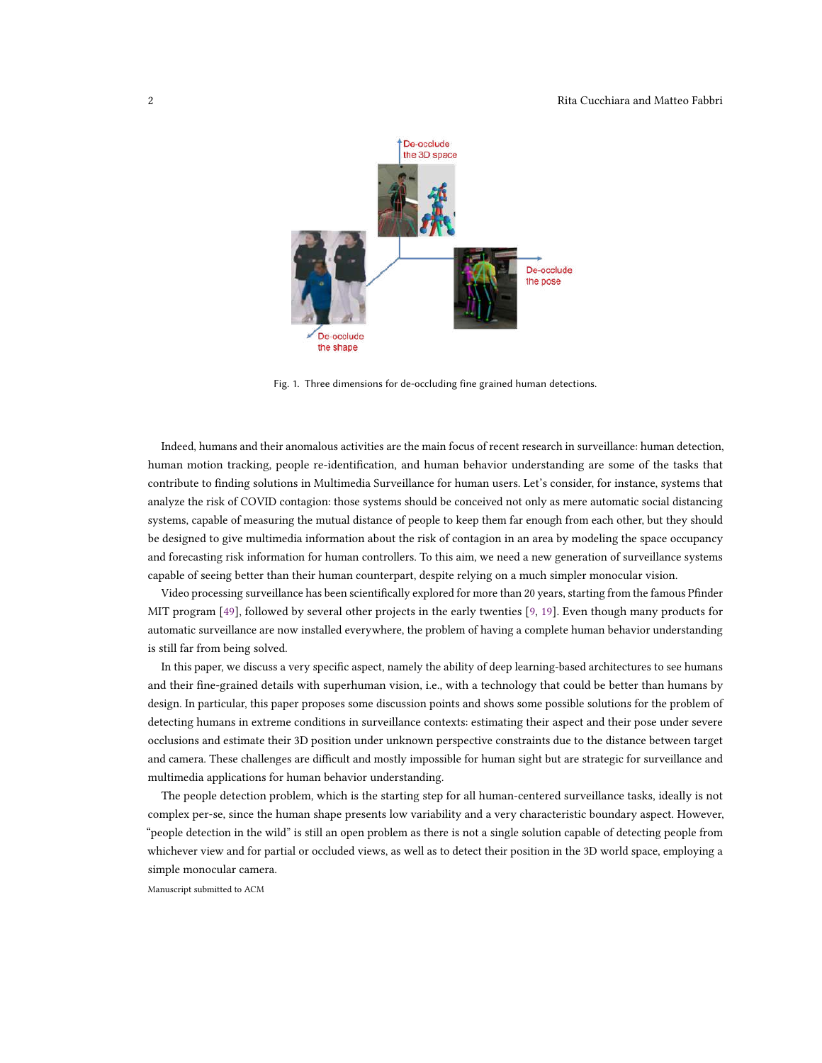De-occlude the 3D space

De-occlude the pose

De-occlude the shape

Fig. 1. Three dimensions for de-occluding fine grained human detections.

Indeed, humans and their anomalous activities are the main focus of recent research in surveillance: human detection, human motion tracking, people re-identification, and human behavior understanding are some of the tasks that contribute to finding solutions in Multimedia Surveillance for human users. Let's consider, for instance, systems that analyze the risk of COVID contagion: those systems should be conceived not only as mere automatic social distancing systems, capable of measuring the mutual distance of people to keep them far enough from each other, but they should be designed to give multimedia information about the risk of contagion in an area by modeling the space occupancy and forecasting risk information for human controllers. To this aim, we need a new generation of surveillance systems capable of seeing better than their human counterpart, despite relying on a much simpler monocular vision.

Video processing surveillance has been scientifically explored for more than 20 years, starting from the famous Pfinder MIT program [49], followed by several other projects in the early twenties [9, 19]. Even though many products for automatic surveillance are now installed everywhere, the problem of having a complete human behavior understanding is still far from being solved.

In this paper, we discuss a very specific aspect, namely the ability of deep learning-based architectures to see humans and their fine-grained details with superhuman vision, i.e., with a technology that could be better than humans by design. In particular, this paper proposes some discussion points and shows some possible solutions for the problem of detecting humans in extreme conditions in surveillance contexts: estimating their aspect and their pose under severe occlusions and estimate their 3D position under unknown perspective constraints due to the distance between target and camera. These challenges are difficult and mostly impossible for human sight but are strategic for surveillance and multimedia applications for human behavior understanding.

The people detection problem, which is the starting step for all human-centered surveillance tasks, ideally is not complex per-se, since the human shape presents low variability and a very characteristic boundary aspect. However, "people detection in the wild" is still an open problem as there is not a single solution capable of detecting people from whichever view and for partial or occluded views, as well as to detect their position in the 3D world space, employing a simple monocular camera.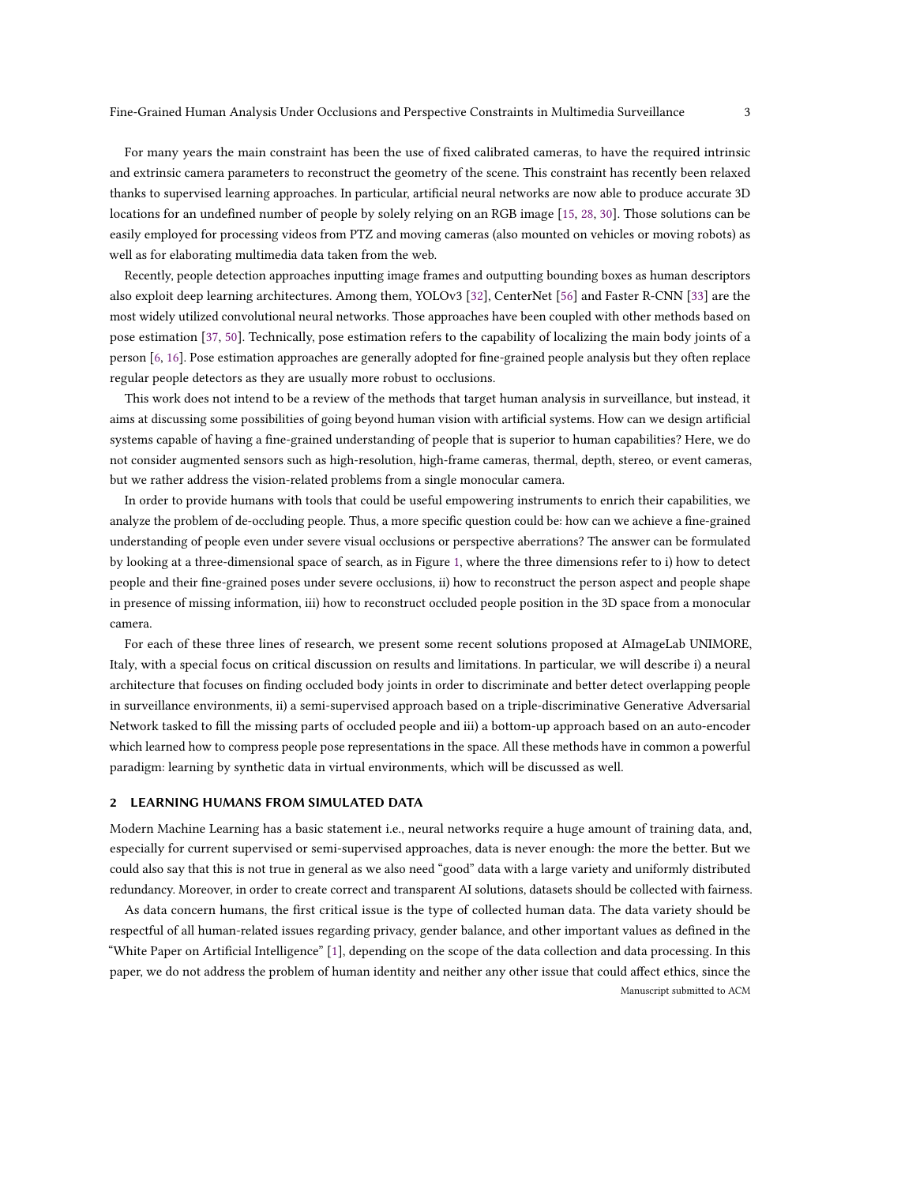For many years the main constraint has been the use of fixed calibrated cameras, to have the required intrinsic and extrinsic camera parameters to reconstruct the geometry of the scene. This constraint has recently been relaxed thanks to supervised learning approaches. In particular, artificial neural networks are now able to produce accurate 3D locations for an undefined number of people by solely relying on an RGB image [15, 28, 30]. Those solutions can be easily employed for processing videos from PTZ and moving cameras (also mounted on vehicles or moving robots) as well as for elaborating multimedia data taken from the web.

Recently, people detection approaches inputting image frames and outputting bounding boxes as human descriptors also exploit deep learning architectures. Among them, YOLOv3 [32], CenterNet [56] and Faster R-CNN [33] are the most widely utilized convolutional neural networks. Those approaches have been coupled with other methods based on pose estimation [37, 50]. Technically, pose estimation refers to the capability of localizing the main body joints of a person [6, 16]. Pose estimation approaches are generally adopted for fine-grained people analysis but they often replace regular people detectors as they are usually more robust to occlusions.

This work does not intend to be a review of the methods that target human analysis in surveillance, but instead, it aims at discussing some possibilities of going beyond human vision with artificial systems. How can we design artificial systems capable of having a fine-grained understanding of people that is superior to human capabilities? Here, we do not consider augmented sensors such as high-resolution, high-frame cameras, thermal, depth, stereo, or event cameras, but we rather address the vision-related problems from a single monocular camera.

In order to provide humans with tools that could be useful empowering instruments to enrich their capabilities, we analyze the problem of de-occluding people. Thus, a more specific question could be: how can we achieve a fine-grained understanding of people even under severe visual occlusions or perspective aberrations? The answer can be formulated by looking at a three-dimensional space of search, as in Figure 1, where the three dimensions refer to i) how to detect people and their fine-grained poses under severe occlusions, ii) how to reconstruct the person aspect and people shape in presence of missing information, iii) how to reconstruct occluded people position in the 3D space from a monocular camera.

For each of these three lines of research, we present some recent solutions proposed at AImageLab UNIMORE, Italy, with a special focus on critical discussion on results and limitations. In particular, we will describe i) a neural architecture that focuses on finding occluded body joints in order to discriminate and better detect overlapping people in surveillance environments, ii) a semi-supervised approach based on a triple-discriminative Generative Adversarial Network tasked to fill the missing parts of occluded people and iii) a bottom-up approach based on an auto-encoder which learned how to compress people pose representations in the space. All these methods have in common a powerful paradigm: learning by synthetic data in virtual environments, which will be discussed as well.

## 2 LEARNING HUMANS FROM SIMULATED DATA

Modern Machine Learning has a basic statement i.e., neural networks require a huge amount of training data, and, especially for current supervised or semi-supervised approaches, data is never enough: the more the better. But we could also say that this is not true in general as we also need "good" data with a large variety and uniformly distributed redundancy. Moreover, in order to create correct and transparent AI solutions, datasets should be collected with fairness.

As data concern humans, the first critical issue is the type of collected human data. The data variety should be respectful of all human-related issues regarding privacy, gender balance, and other important values as defined in the "White Paper on Artificial Intelligence" [1], depending on the scope of the data collection and data processing. In this paper, we do not address the problem of human identity and neither any other issue that could affect ethics, since the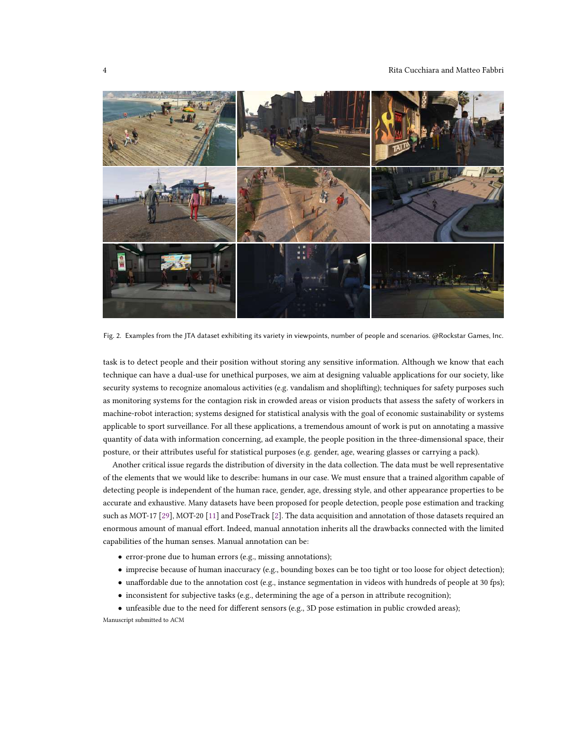Fig. 2. Examples from the JTA dataset exhibiting its variety in viewpoints, number of people and scenarios. @Rockstar Games, Inc.

task is to detect people and their position without storing any sensitive information. Although we know that each technique can have a dual-use for unethical purposes, we aim at designing valuable applications for our society, like security systems to recognize anomalous activities (e.g. vandalism and shoplifting); techniques for safety purposes such as monitoring systems for the contagion risk in crowded areas or vision products that assess the safety of workers in machine-robot interaction; systems designed for statistical analysis with the goal of economic sustainability or systems applicable to sport surveillance. For all these applications, a tremendous amount of work is put on annotating a massive quantity of data with information concerning, ad example, the people position in the three-dimensional space, their posture, or their attributes useful for statistical purposes (e.g. gender, age, wearing glasses or carrying a pack).

Another critical issue regards the distribution of diversity in the data collection. The data must be well representative of the elements that we would like to describe: humans in our case. We must ensure that a trained algorithm capable of detecting people is independent of the human race, gender, age, dressing style, and other appearance properties to be accurate and exhaustive. Many datasets have been proposed for people detection, people pose estimation and tracking such as MOT-17 [29], MOT-20 [11] and PoseTrack [2]. The data acquisition and annotation of those datasets required an enormous amount of manual effort. Indeed, manual annotation inherits all the drawbacks connected with the limited capabilities of the human senses. Manual annotation can be:

- error-prone due to human errors (e.g., missing annotations);
- imprecise because of human inaccuracy (e.g., bounding boxes can be too tight or too loose for object detection);
- unaffordable due to the annotation cost (e.g., instance segmentation in videos with hundreds of people at 30 fps);
- inconsistent for subjective tasks (e.g., determining the age of a person in attribute recognition);
- unfeasible due to the need for different sensors (e.g., 3D pose estimation in public crowded areas);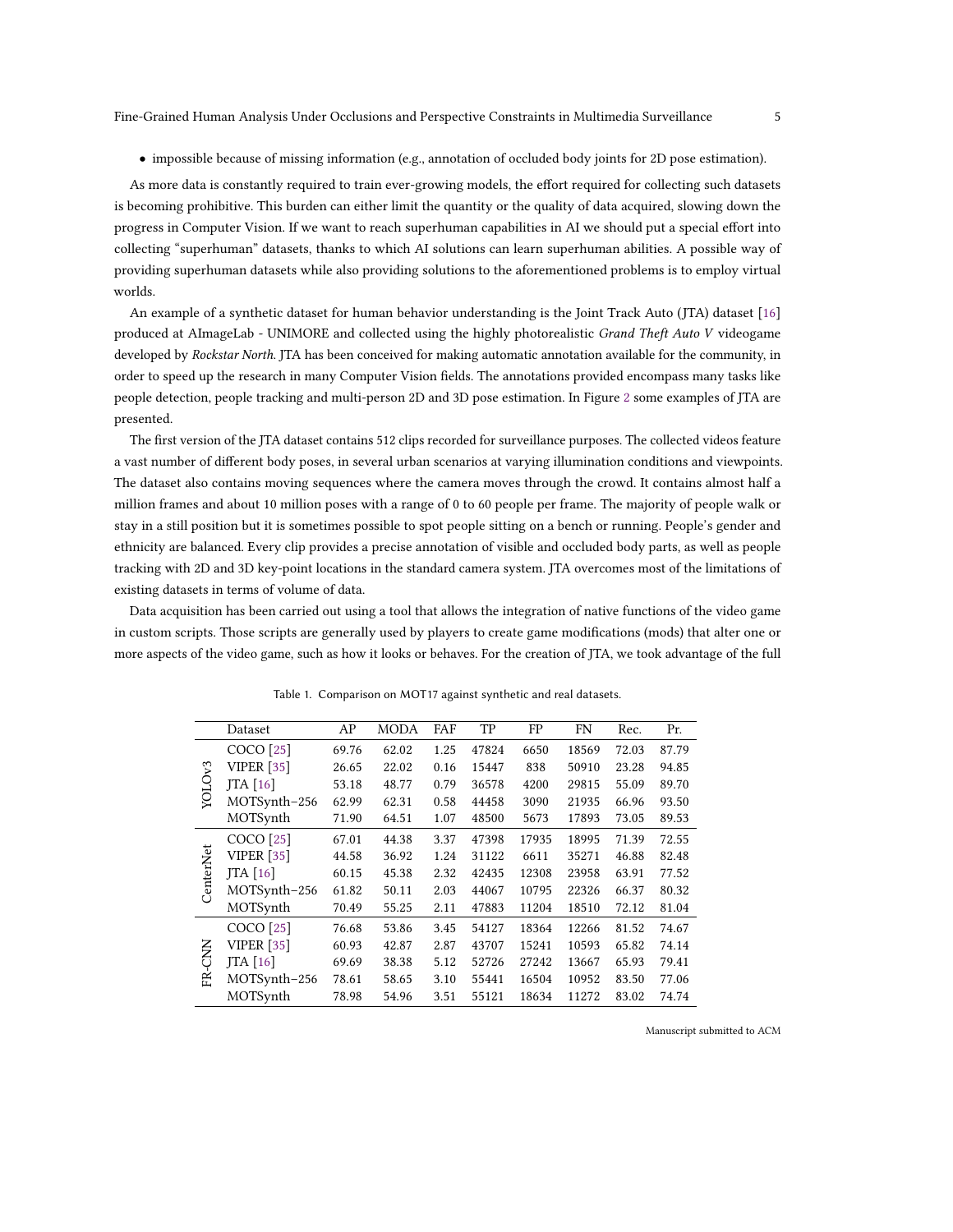- impossible because of missing information (e.g., annotation of occluded body joints for 2D pose estimation).

As more data is constantly required to train ever-growing models, the effort required for collecting such datasets is becoming prohibitive. This burden can either limit the quantity or the quality of data acquired, slowing down the progress in Computer Vision. If we want to reach superhuman capabilities in AI we should put a special effort into collecting "superhuman" datasets, thanks to which AI solutions can learn superhuman abilities. A possible way of providing superhuman datasets while also providing solutions to the aforementioned problems is to employ virtual worlds.

An example of a synthetic dataset for human behavior understanding is the Joint Track Auto (JTA) dataset [16] produced at AImageLab - UNIMORE and collected using the highly photorealistic *Grand Theft Auto V* videogame developed by *Rockstar North*. JTA has been conceived for making automatic annotation available for the community, in order to speed up the research in many Computer Vision fields. The annotations provided encompass many tasks like people detection, people tracking and multi-person 2D and 3D pose estimation. In Figure 2 some examples of JTA are presented.

The first version of the JTA dataset contains 512 clips recorded for surveillance purposes. The collected videos feature a vast number of different body poses, in several urban scenarios at varying illumination conditions and viewpoints. The dataset also contains moving sequences where the camera moves through the crowd. It contains almost half a million frames and about 10 million poses with a range of 0 to 60 people per frame. The majority of people walk or stay in a still position but it is sometimes possible to spot people sitting on a bench or running. People's gender and ethnicity are balanced. Every clip provides a precise annotation of visible and occluded body parts, as well as people tracking with 2D and 3D key-point locations in the standard camera system. JTA overcomes most of the limitations of existing datasets in terms of volume of data.

Data acquisition has been carried out using a tool that allows the integration of native functions of the video game in custom scripts. Those scripts are generally used by players to create game modifications (mods) that alter one or more aspects of the video game, such as how it looks or behaves. For the creation of JTA, we took advantage of the full

Table 1. Comparison on MOT17 against synthetic and real datasets.

| | Dataset | AP | MODA | FAF | TP | FP | FN | Rec. | Pr. |
|---|---|---|---|---|---|---|---|---|---|
| YOLOv3 | COCO [25] | 69.76 | 62.02 | 1.25 | 47824 | 6650 | 18569 | 72.03 | 87.79 |
| | VIPER [35] | 26.65 | 22.02 | 0.16 | 15447 | 838 | 50910 | 23.28 | 94.85 |
| | JTA [16] | 53.18 | 48.77 | 0.79 | 36578 | 4200 | 29815 | 55.09 | 89.70 |
| | MOTSynth−256 | 62.99 | 62.31 | 0.58 | 44458 | 3090 | 21935 | 66.96 | 93.50 |
| | MOTSynth | 71.90 | 64.51 | 1.07 | 48500 | 5673 | 17893 | 73.05 | 89.53 |
| CenterNet | COCO [25] | 67.01 | 44.38 | 3.37 | 47398 | 17935 | 18995 | 71.39 | 72.55 |
| | VIPER [35] | 44.58 | 36.92 | 1.24 | 31122 | 6611 | 35271 | 46.88 | 82.48 |
| | JTA [16] | 60.15 | 45.38 | 2.32 | 42435 | 12308 | 23958 | 63.91 | 77.52 |
| | MOTSynth−256 | 61.82 | 50.11 | 2.03 | 44067 | 10795 | 22326 | 66.37 | 80.32 |
| | MOTSynth | 70.49 | 55.25 | 2.11 | 47883 | 11204 | 18510 | 72.12 | 81.04 |
| FR-CNN | COCO [25] | 76.68 | 53.86 | 3.45 | 54127 | 18364 | 12266 | 81.52 | 74.67 |
| | VIPER [35] | 60.93 | 42.87 | 2.87 | 43707 | 15241 | 10593 | 65.82 | 74.14 |
| | JTA [16] | 69.69 | 38.38 | 5.12 | 52726 | 27242 | 13667 | 65.93 | 79.41 |
| | MOTSynth−256 | 78.61 | 58.65 | 3.10 | 55441 | 16504 | 10952 | 83.50 | 77.06 |
| | MOTSynth | 78.98 | 54.96 | 3.51 | 55121 | 18634 | 11272 | 83.02 | 74.74 |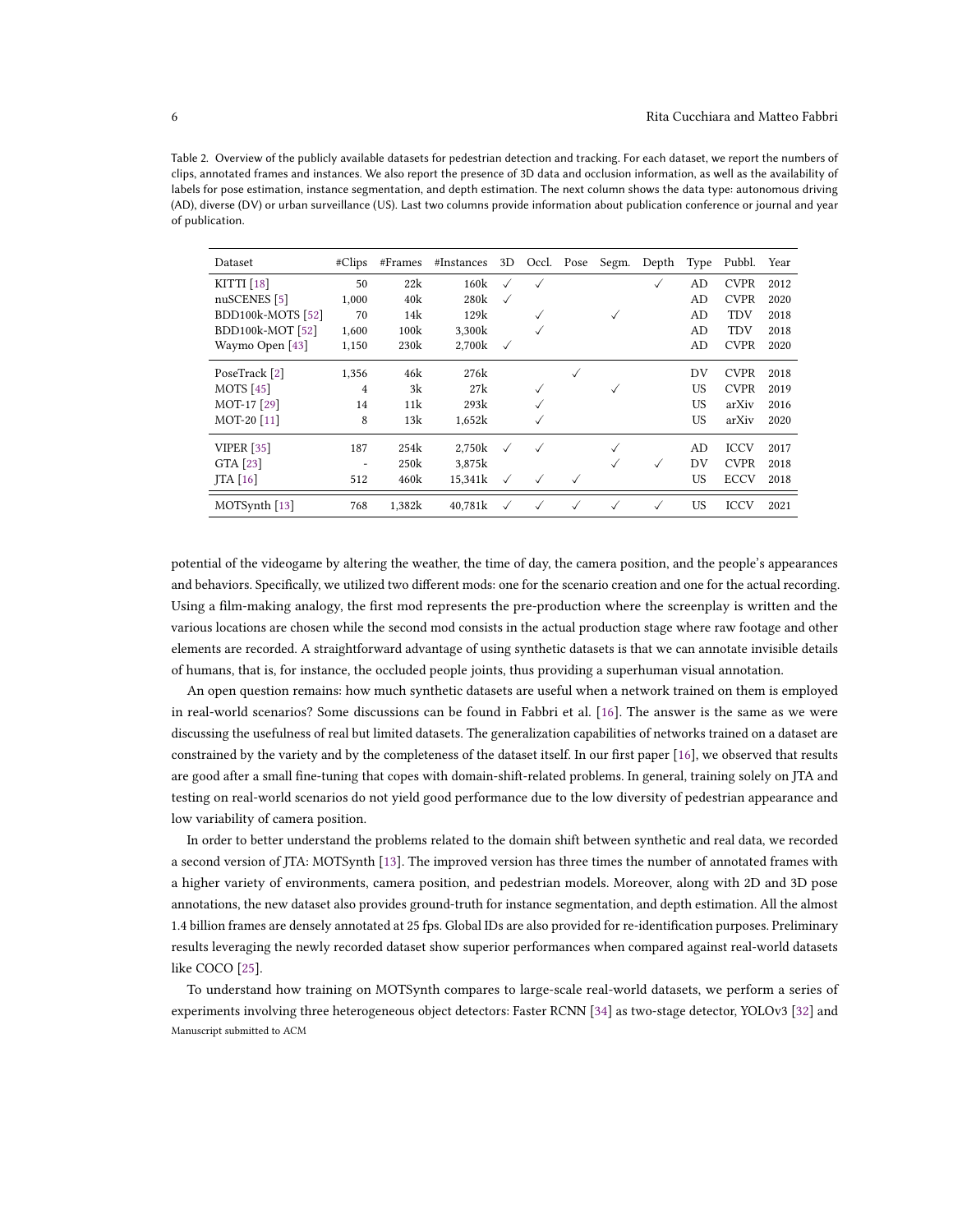Table 2. Overview of the publicly available datasets for pedestrian detection and tracking. For each dataset, we report the numbers of clips, annotated frames and instances. We also report the presence of 3D data and occlusion information, as well as the availability of labels for pose estimation, instance segmentation, and depth estimation. The next column shows the data type: autonomous driving (AD), diverse (DV) or urban surveillance (US). Last two columns provide information about publication conference or journal and year of publication.

| Dataset | #Clips | #Frames | #Instances | 3D | Occl. | Pose | Segm. | Depth | Type | Pubbl. | Year |
|---|---|---|---|---|---|---|---|---|---|---|---|
| KITTI [18] | 50 | 22k | 160k | ✓ | ✓ | | | ✓ | AD | CVPR | 2012 |
| nuSCENES [5] | 1,000 | 40k | 280k | ✓ | | | | | AD | CVPR | 2020 |
| BDD100k-MOTS [52] | 70 | 14k | 129k | | ✓ | | ✓ | | AD | TDV | 2018 |
| BDD100k-MOT [52] | 1,600 | 100k | 3,300k | | ✓ | | | | AD | TDV | 2018 |
| Waymo Open [43] | 1,150 | 230k | 2,700k | ✓ | | | | | AD | CVPR | 2020 |
| PoseTrack [2] | 1,356 | 46k | 276k | | | ✓ | | | DV | CVPR | 2018 |
| MOTS [45] | 4 | 3k | 27k | | ✓ | | ✓ | | US | CVPR | 2019 |
| MOT-17 [29] | 14 | 11k | 293k | | ✓ | | | | US | arXiv | 2016 |
| MOT-20 [11] | 8 | 13k | 1,652k | | ✓ | | | | US | arXiv | 2020 |
| VIPER [35] | 187 | 254k | 2,750k | ✓ | ✓ | | ✓ | | AD | ICCV | 2017 |
| GTA [23] | - | 250k | 3,875k | | | | ✓ | ✓ | DV | CVPR | 2018 |
| JTA [16] | 512 | 460k | 15,341k | ✓ | ✓ | ✓ | | | US | ECCV | 2018 |
| MOTSynth [13] | 768 | 1,382k | 40,781k | ✓ | ✓ | ✓ | ✓ | ✓ | US | ICCV | 2021 |

potential of the videogame by altering the weather, the time of day, the camera position, and the people's appearances and behaviors. Specifically, we utilized two different mods: one for the scenario creation and one for the actual recording. Using a film-making analogy, the first mod represents the pre-production where the screenplay is written and the various locations are chosen while the second mod consists in the actual production stage where raw footage and other elements are recorded. A straightforward advantage of using synthetic datasets is that we can annotate invisible details of humans, that is, for instance, the occluded people joints, thus providing a superhuman visual annotation.

An open question remains: how much synthetic datasets are useful when a network trained on them is employed in real-world scenarios? Some discussions can be found in Fabbri et al. [16]. The answer is the same as we were discussing the usefulness of real but limited datasets. The generalization capabilities of networks trained on a dataset are constrained by the variety and by the completeness of the dataset itself. In our first paper [16], we observed that results are good after a small fine-tuning that copes with domain-shift-related problems. In general, training solely on JTA and testing on real-world scenarios do not yield good performance due to the low diversity of pedestrian appearance and low variability of camera position.

In order to better understand the problems related to the domain shift between synthetic and real data, we recorded a second version of JTA: MOTSynth [13]. The improved version has three times the number of annotated frames with a higher variety of environments, camera position, and pedestrian models. Moreover, along with 2D and 3D pose annotations, the new dataset also provides ground-truth for instance segmentation, and depth estimation. All the almost 1.4 billion frames are densely annotated at 25 fps. Global IDs are also provided for re-identification purposes. Preliminary results leveraging the newly recorded dataset show superior performances when compared against real-world datasets like COCO [25].

To understand how training on MOTSynth compares to large-scale real-world datasets, we perform a series of experiments involving three heterogeneous object detectors: Faster RCNN [34] as two-stage detector, YOLOv3 [32] and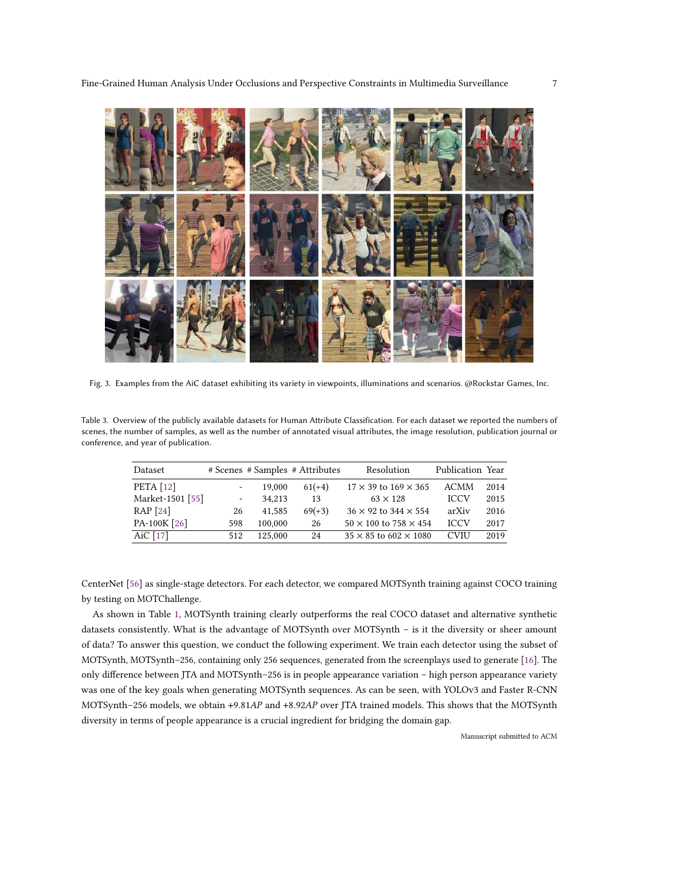Fig. 3. Examples from the AiC dataset exhibiting its variety in viewpoints, illuminations and scenarios. @Rockstar Games, Inc.

Table 3. Overview of the publicly available datasets for Human Attribute Classification. For each dataset we reported the numbers of scenes, the number of samples, as well as the number of annotated visual attributes, the image resolution, publication journal or conference, and year of publication.

| Dataset | # Scenes | # Samples | # Attributes | Resolution | Publication | Year |
|---|---|---|---|---|---|---|
| PETA [12] | - | 19,000 | 61(+4) | $17 \times 39$ to $169 \times 365$ | ACMM | 2014 |
| Market-1501 [55] | - | 34,213 | 13 | $63 \times 128$ | ICCV | 2015 |
| RAP [24] | 26 | 41,585 | 69(+3) | $36 \times 92$ to $344 \times 554$ | arXiv | 2016 |
| PA-100K [26] | 598 | 100,000 | 26 | $50 \times 100$ to $758 \times 454$ | ICCV | 2017 |
| AiC [17] | 512 | 125,000 | 24 | $35 \times 85$ to $602 \times 1080$ | CVIU | 2019 |

CenterNet [56] as single-stage detectors. For each detector, we compared MOTSynth training against COCO training by testing on MOTChallenge.

As shown in Table 1, MOTSynth training clearly outperforms the real COCO dataset and alternative synthetic datasets consistently. What is the advantage of MOTSynth over MOTSynth – is it the diversity or sheer amount of data? To answer this question, we conduct the following experiment. We train each detector using the subset of MOTSynth, MOTSynth–256, containing only 256 sequences, generated from the screenplays used to generate [16]. The only difference between JTA and MOTSynth–256 is in people appearance variation – high person appearance variety was one of the key goals when generating MOTSynth sequences. As can be seen, with YOLOv3 and Faster R-CNN MOTSynth–256 models, we obtain +9.81*AP* and +8.92*AP* over JTA trained models. This shows that the MOTSynth diversity in terms of people appearance is a crucial ingredient for bridging the domain gap.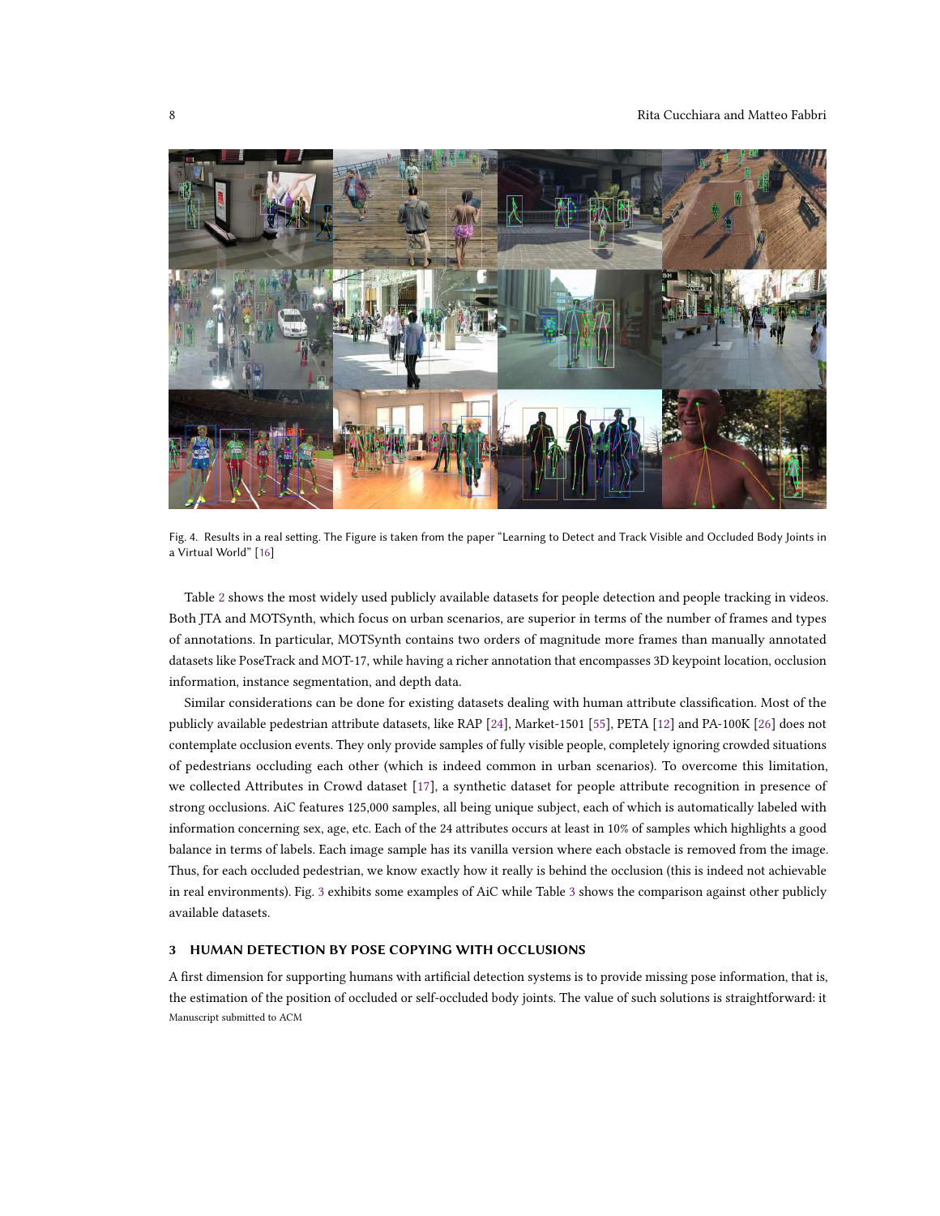Fig. 4. Results in a real setting. The Figure is taken from the paper "Learning to Detect and Track Visible and Occluded Body Joints in a Virtual World" [16]

Table 2 shows the most widely used publicly available datasets for people detection and people tracking in videos. Both JTA and MOTSynth, which focus on urban scenarios, are superior in terms of the number of frames and types of annotations. In particular, MOTSynth contains two orders of magnitude more frames than manually annotated datasets like PoseTrack and MOT-17, while having a richer annotation that encompasses 3D keypoint location, occlusion information, instance segmentation, and depth data.

Similar considerations can be done for existing datasets dealing with human attribute classification. Most of the publicly available pedestrian attribute datasets, like RAP [24], Market-1501 [55], PETA [12] and PA-100K [26] does not contemplate occlusion events. They only provide samples of fully visible people, completely ignoring crowded situations of pedestrians occluding each other (which is indeed common in urban scenarios). To overcome this limitation, we collected Attributes in Crowd dataset [17], a synthetic dataset for people attribute recognition in presence of strong occlusions. AiC features 125,000 samples, all being unique subject, each of which is automatically labeled with information concerning sex, age, etc. Each of the 24 attributes occurs at least in 10% of samples which highlights a good balance in terms of labels. Each image sample has its vanilla version where each obstacle is removed from the image. Thus, for each occluded pedestrian, we know exactly how it really is behind the occlusion (this is indeed not achievable in real environments). Fig. 3 exhibits some examples of AiC while Table 3 shows the comparison against other publicly available datasets.

## 3 HUMAN DETECTION BY POSE COPYING WITH OCCLUSIONS

A first dimension for supporting humans with artificial detection systems is to provide missing pose information, that is, the estimation of the position of occluded or self-occluded body joints. The value of such solutions is straightforward: it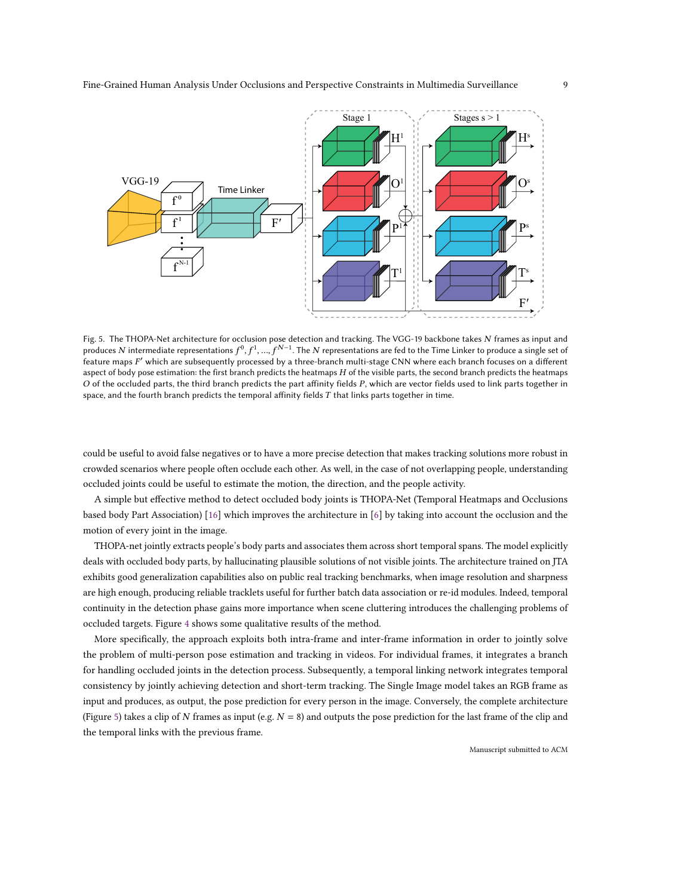VGG-19

$f^0$

$f^1$

$f^{N-1}$

Time Linker

$F'$

Stage 1

$H^1$

$O^1$

$P^1$

$T^1$

Stages s > 1

$H^s$

$O^s$

$P^s$

$T^s$

$F'$

Fig. 5. The THOPA-Net architecture for occlusion pose detection and tracking. The VGG-19 backbone takes $N$ frames as input and produces $N$ intermediate representations $f^0, f^1, ..., f^{N-1}$. The $N$ representations are fed to the Time Linker to produce a single set of feature maps $F'$ which are subsequently processed by a three-branch multi-stage CNN where each branch focuses on a different aspect of body pose estimation: the first branch predicts the heatmaps $H$ of the visible parts, the second branch predicts the heatmaps $O$ of the occluded parts, the third branch predicts the part affinity fields $P$, which are vector fields used to link parts together in space, and the fourth branch predicts the temporal affinity fields $T$ that links parts together in time.

could be useful to avoid false negatives or to have a more precise detection that makes tracking solutions more robust in crowded scenarios where people often occlude each other. As well, in the case of not overlapping people, understanding occluded joints could be useful to estimate the motion, the direction, and the people activity.

A simple but effective method to detect occluded body joints is THOPA-Net (Temporal Heatmaps and Occlusions based body Part Association) [16] which improves the architecture in [6] by taking into account the occlusion and the motion of every joint in the image.

THOPA-net jointly extracts people's body parts and associates them across short temporal spans. The model explicitly deals with occluded body parts, by hallucinating plausible solutions of not visible joints. The architecture trained on JTA exhibits good generalization capabilities also on public real tracking benchmarks, when image resolution and sharpness are high enough, producing reliable tracklets useful for further batch data association or re-id modules. Indeed, temporal continuity in the detection phase gains more importance when scene cluttering introduces the challenging problems of occluded targets. Figure 4 shows some qualitative results of the method.

More specifically, the approach exploits both intra-frame and inter-frame information in order to jointly solve the problem of multi-person pose estimation and tracking in videos. For individual frames, it integrates a branch for handling occluded joints in the detection process. Subsequently, a temporal linking network integrates temporal consistency by jointly achieving detection and short-term tracking. The Single Image model takes an RGB frame as input and produces, as output, the pose prediction for every person in the image. Conversely, the complete architecture (Figure 5) takes a clip of $N$ frames as input (e.g. $N = 8$) and outputs the pose prediction for the last frame of the clip and the temporal links with the previous frame.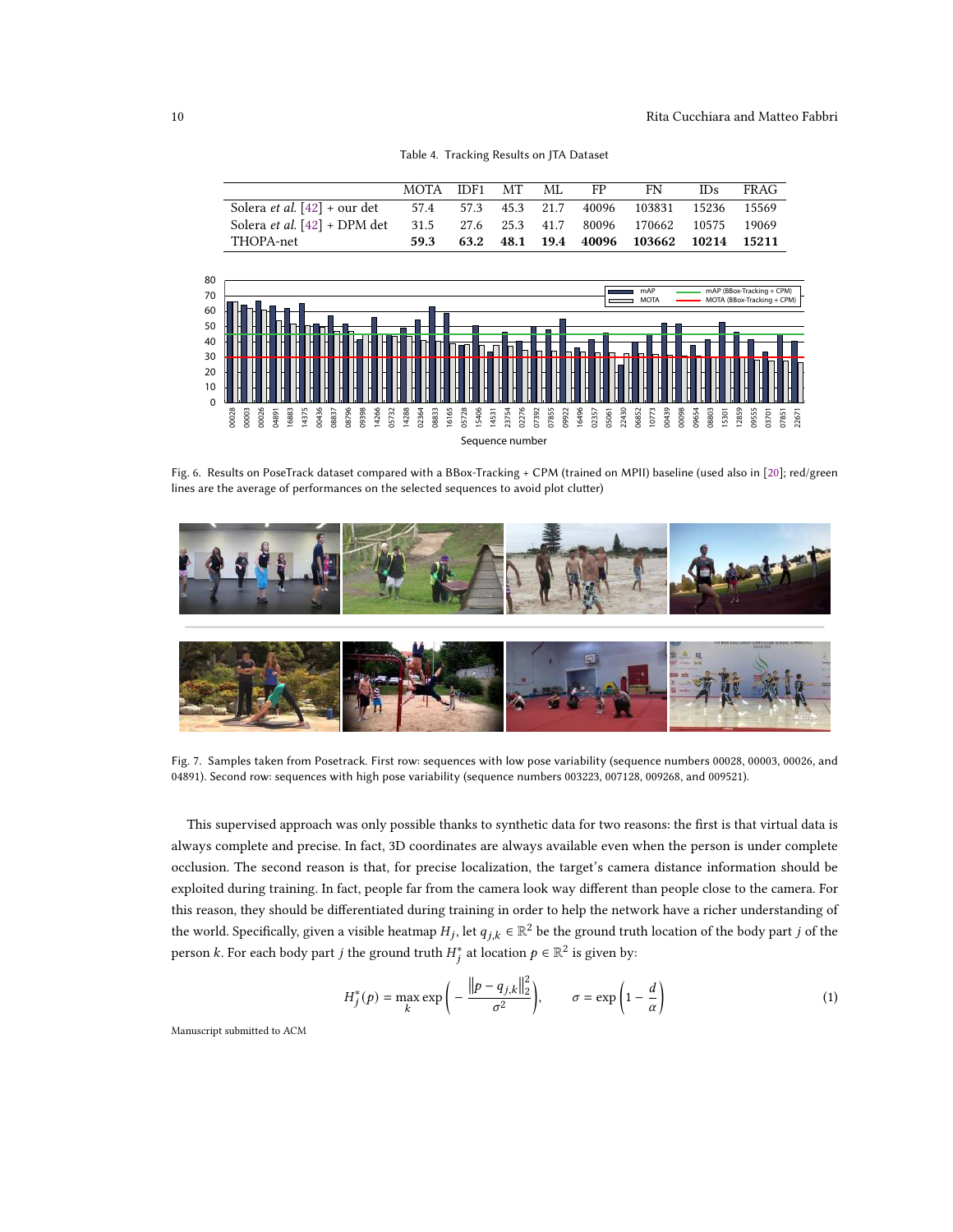Table 4. Tracking Results on JTA Dataset

| | MOTA | IDF1 | MT | ML | FP | FN | IDs | FRAG |
|---|---|---|---|---|---|---|---|---|
| Solera *et al.* [42] + our det | 57.4 | 57.3 | 45.3 | 21.7 | 40096 | 103831 | 15236 | 15569 |
| Solera *et al.* [42] + DPM det | 31.5 | 27.6 | 25.3 | 41.7 | 80096 | 170662 | 10575 | 19069 |
| THOPA-net | **59.3** | **63.2** | **48.1** | **19.4** | **40096** | **103662** | **10214** | **15211** |

80
70
60
50
40
30
20
10
0

mAP
MOTA
mAP (BBox-Tracking + CPM)
MOTA (BBox-Tracking + CPM)

00028 00003 00026 04891 16883 14375 00436 08837 08796 09398 14266 05732 14288 02364 08833 16165 05728 15406 14531 23754 02276 07392 07855 09922 16496 02357 05061 22430 06852 10773 00439 00098 09654 08803 15301 12859 09555 03701 07851 22671

Sequence number

Fig. 6. Results on PoseTrack dataset compared with a BBox-Tracking + CPM (trained on MPII) baseline (used also in [20]; red/green lines are the average of performances on the selected sequences to avoid plot clutter)

Fig. 7. Samples taken from Posetrack. First row: sequences with low pose variability (sequence numbers 00028, 00003, 00026, and 04891). Second row: sequences with high pose variability (sequence numbers 003223, 007128, 009268, and 009521).

This supervised approach was only possible thanks to synthetic data for two reasons: the first is that virtual data is always complete and precise. In fact, 3D coordinates are always available even when the person is under complete occlusion. The second reason is that, for precise localization, the target's camera distance information should be exploited during training. In fact, people far from the camera look way different than people close to the camera. For this reason, they should be differentiated during training in order to help the network have a richer understanding of the world. Specifically, given a visible heatmap $H_j$, let $q_{j,k} \in \mathbb{R}^2$ be the ground truth location of the body part $j$ of the person $k$. For each body part $j$ the ground truth $H_j^*$ at location $p \in \mathbb{R}^2$ is given by:

$$H_j^*(p) = \max_k \exp\left(-\frac{\|p - q_{j,k}\|_2^2}{\sigma^2}\right), \qquad \sigma = \exp\left(1 - \frac{d}{\alpha}\right) \tag{1}$$

Manuscript submitted to ACM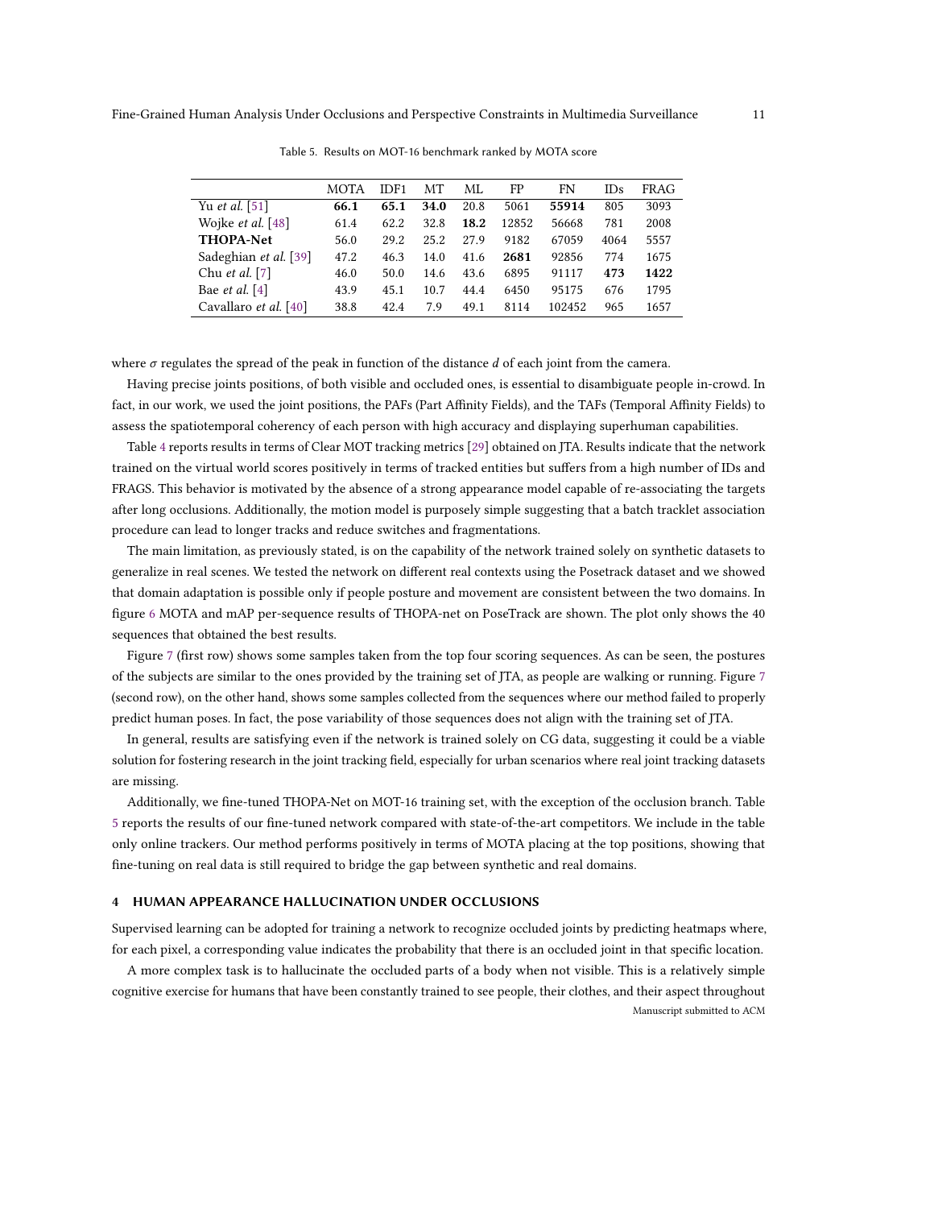Table 5. Results on MOT-16 benchmark ranked by MOTA score

| | MOTA | IDF1 | MT | ML | FP | FN | IDs | FRAG |
|---|---|---|---|---|---|---|---|---|
| Yu *et al.* [51] | **66.1** | **65.1** | **34.0** | 20.8 | 5061 | **55914** | 805 | 3093 |
| Wojke *et al.* [48] | 61.4 | 62.2 | 32.8 | **18.2** | 12852 | 56668 | 781 | 2008 |
| **THOPA-Net** | 56.0 | 29.2 | 25.2 | 27.9 | 9182 | 67059 | 4064 | 5557 |
| Sadeghian *et al.* [39] | 47.2 | 46.3 | 14.0 | 41.6 | **2681** | 92856 | 774 | 1675 |
| Chu *et al.* [7] | 46.0 | 50.0 | 14.6 | 43.6 | 6895 | 91117 | **473** | **1422** |
| Bae *et al.* [4] | 43.9 | 45.1 | 10.7 | 44.4 | 6450 | 95175 | 676 | 1795 |
| Cavallaro *et al.* [40] | 38.8 | 42.4 | 7.9 | 49.1 | 8114 | 102452 | 965 | 1657 |

where $\sigma$ regulates the spread of the peak in function of the distance $d$ of each joint from the camera.

Having precise joints positions, of both visible and occluded ones, is essential to disambiguate people in-crowd. In fact, in our work, we used the joint positions, the PAFs (Part Affinity Fields), and the TAFs (Temporal Affinity Fields) to assess the spatiotemporal coherency of each person with high accuracy and displaying superhuman capabilities.

Table 4 reports results in terms of Clear MOT tracking metrics [29] obtained on JTA. Results indicate that the network trained on the virtual world scores positively in terms of tracked entities but suffers from a high number of IDs and FRAGS. This behavior is motivated by the absence of a strong appearance model capable of re-associating the targets after long occlusions. Additionally, the motion model is purposely simple suggesting that a batch tracklet association procedure can lead to longer tracks and reduce switches and fragmentations.

The main limitation, as previously stated, is on the capability of the network trained solely on synthetic datasets to generalize in real scenes. We tested the network on different real contexts using the Posetrack dataset and we showed that domain adaptation is possible only if people posture and movement are consistent between the two domains. In figure 6 MOTA and mAP per-sequence results of THOPA-net on PoseTrack are shown. The plot only shows the 40 sequences that obtained the best results.

Figure 7 (first row) shows some samples taken from the top four scoring sequences. As can be seen, the postures of the subjects are similar to the ones provided by the training set of JTA, as people are walking or running. Figure 7 (second row), on the other hand, shows some samples collected from the sequences where our method failed to properly predict human poses. In fact, the pose variability of those sequences does not align with the training set of JTA.

In general, results are satisfying even if the network is trained solely on CG data, suggesting it could be a viable solution for fostering research in the joint tracking field, especially for urban scenarios where real joint tracking datasets are missing.

Additionally, we fine-tuned THOPA-Net on MOT-16 training set, with the exception of the occlusion branch. Table 5 reports the results of our fine-tuned network compared with state-of-the-art competitors. We include in the table only online trackers. Our method performs positively in terms of MOTA placing at the top positions, showing that fine-tuning on real data is still required to bridge the gap between synthetic and real domains.

## 4 HUMAN APPEARANCE HALLUCINATION UNDER OCCLUSIONS

Supervised learning can be adopted for training a network to recognize occluded joints by predicting heatmaps where, for each pixel, a corresponding value indicates the probability that there is an occluded joint in that specific location.

A more complex task is to hallucinate the occluded parts of a body when not visible. This is a relatively simple cognitive exercise for humans that have been constantly trained to see people, their clothes, and their aspect throughout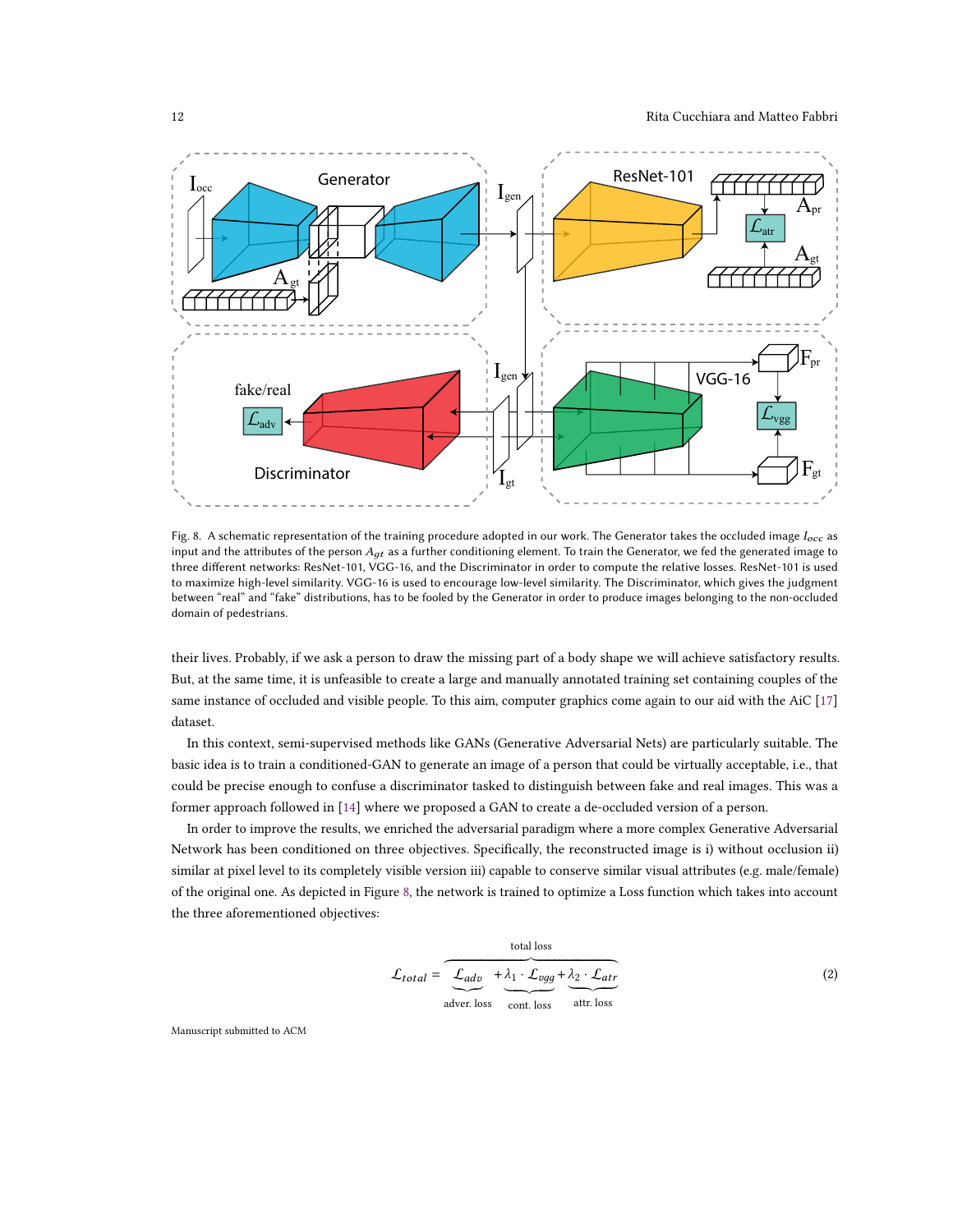Fig. 8. A schematic representation of the training procedure adopted in our work. The Generator takes the occluded image $I_{occ}$ as input and the attributes of the person $A_{gt}$ as a further conditioning element. To train the Generator, we fed the generated image to three different networks: ResNet-101, VGG-16, and the Discriminator in order to compute the relative losses. ResNet-101 is used to maximize high-level similarity. VGG-16 is used to encourage low-level similarity. The Discriminator, which gives the judgment between "real" and "fake" distributions, has to be fooled by the Generator in order to produce images belonging to the non-occluded domain of pedestrians.

their lives. Probably, if we ask a person to draw the missing part of a body shape we will achieve satisfactory results. But, at the same time, it is unfeasible to create a large and manually annotated training set containing couples of the same instance of occluded and visible people. To this aim, computer graphics come again to our aid with the AiC [17] dataset.

In this context, semi-supervised methods like GANs (Generative Adversarial Nets) are particularly suitable. The basic idea is to train a conditioned-GAN to generate an image of a person that could be virtually acceptable, i.e., that could be precise enough to confuse a discriminator tasked to distinguish between fake and real images. This was a former approach followed in [14] where we proposed a GAN to create a de-occluded version of a person.

In order to improve the results, we enriched the adversarial paradigm where a more complex Generative Adversarial Network has been conditioned on three objectives. Specifically, the reconstructed image is i) without occlusion ii) similar at pixel level to its completely visible version iii) capable to conserve similar visual attributes (e.g. male/female) of the original one. As depicted in Figure 8, the network is trained to optimize a Loss function which takes into account the three aforementioned objectives:

$$\mathcal{L}_{total} = \overbrace{\underbrace{\mathcal{L}_{adv}}_{\text{adver. loss}} + \underbrace{\lambda_1 \cdot \mathcal{L}_{vgg}}_{\text{cont. loss}} + \underbrace{\lambda_2 \cdot \mathcal{L}_{atr}}_{\text{attr. loss}}}^{\text{total loss}} \tag{2}$$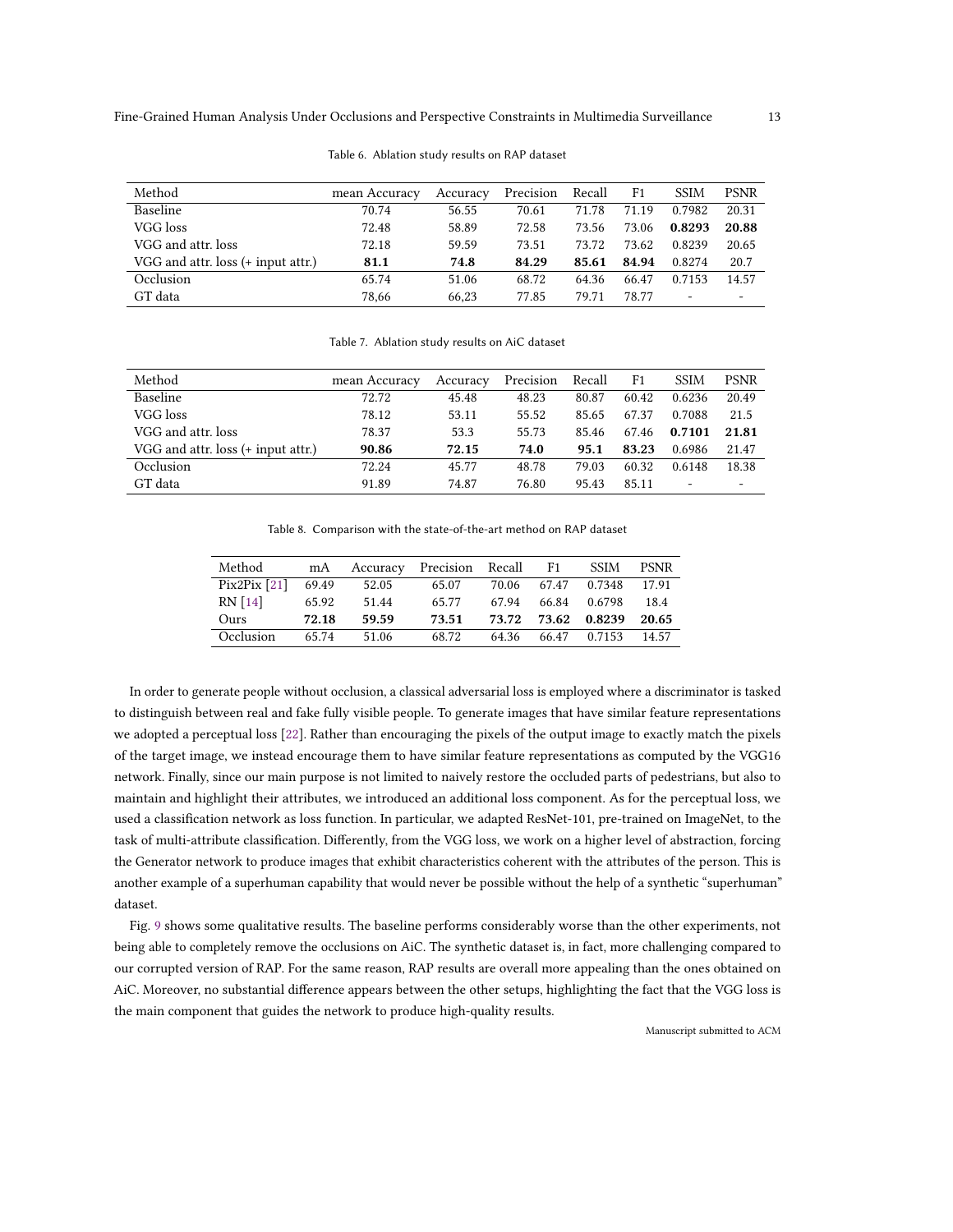Table 6. Ablation study results on RAP dataset

| Method | mean Accuracy | Accuracy | Precision | Recall | F1 | SSIM | PSNR |
|---|---|---|---|---|---|---|---|
| Baseline | 70.74 | 56.55 | 70.61 | 71.78 | 71.19 | 0.7982 | 20.31 |
| VGG loss | 72.48 | 58.89 | 72.58 | 73.56 | 73.06 | **0.8293** | **20.88** |
| VGG and attr. loss | 72.18 | 59.59 | 73.51 | 73.72 | 73.62 | 0.8239 | 20.65 |
| VGG and attr. loss (+ input attr.) | **81.1** | **74.8** | **84.29** | **85.61** | **84.94** | 0.8274 | 20.7 |
| Occlusion | 65.74 | 51.06 | 68.72 | 64.36 | 66.47 | 0.7153 | 14.57 |
| GT data | 78,66 | 66,23 | 77.85 | 79.71 | 78.77 | - | - |

Table 7. Ablation study results on AiC dataset

| Method | mean Accuracy | Accuracy | Precision | Recall | F1 | SSIM | PSNR |
|---|---|---|---|---|---|---|---|
| Baseline | 72.72 | 45.48 | 48.23 | 80.87 | 60.42 | 0.6236 | 20.49 |
| VGG loss | 78.12 | 53.11 | 55.52 | 85.65 | 67.37 | 0.7088 | 21.5 |
| VGG and attr. loss | 78.37 | 53.3 | 55.73 | 85.46 | 67.46 | **0.7101** | **21.81** |
| VGG and attr. loss (+ input attr.) | **90.86** | **72.15** | **74.0** | **95.1** | **83.23** | 0.6986 | 21.47 |
| Occlusion | 72.24 | 45.77 | 48.78 | 79.03 | 60.32 | 0.6148 | 18.38 |
| GT data | 91.89 | 74.87 | 76.80 | 95.43 | 85.11 | - | - |

Table 8. Comparison with the state-of-the-art method on RAP dataset

| Method | mA | Accuracy | Precision | Recall | F1 | SSIM | PSNR |
|---|---|---|---|---|---|---|---|
| Pix2Pix [21] | 69.49 | 52.05 | 65.07 | 70.06 | 67.47 | 0.7348 | 17.91 |
| RN [14] | 65.92 | 51.44 | 65.77 | 67.94 | 66.84 | 0.6798 | 18.4 |
| Ours | **72.18** | **59.59** | **73.51** | **73.72** | **73.62** | **0.8239** | **20.65** |
| Occlusion | 65.74 | 51.06 | 68.72 | 64.36 | 66.47 | 0.7153 | 14.57 |

In order to generate people without occlusion, a classical adversarial loss is employed where a discriminator is tasked to distinguish between real and fake fully visible people. To generate images that have similar feature representations we adopted a perceptual loss [22]. Rather than encouraging the pixels of the output image to exactly match the pixels of the target image, we instead encourage them to have similar feature representations as computed by the VGG16 network. Finally, since our main purpose is not limited to naively restore the occluded parts of pedestrians, but also to maintain and highlight their attributes, we introduced an additional loss component. As for the perceptual loss, we used a classification network as loss function. In particular, we adapted ResNet-101, pre-trained on ImageNet, to the task of multi-attribute classification. Differently, from the VGG loss, we work on a higher level of abstraction, forcing the Generator network to produce images that exhibit characteristics coherent with the attributes of the person. This is another example of a superhuman capability that would never be possible without the help of a synthetic "superhuman" dataset.

Fig. 9 shows some qualitative results. The baseline performs considerably worse than the other experiments, not being able to completely remove the occlusions on AiC. The synthetic dataset is, in fact, more challenging compared to our corrupted version of RAP. For the same reason, RAP results are overall more appealing than the ones obtained on AiC. Moreover, no substantial difference appears between the other setups, highlighting the fact that the VGG loss is the main component that guides the network to produce high-quality results.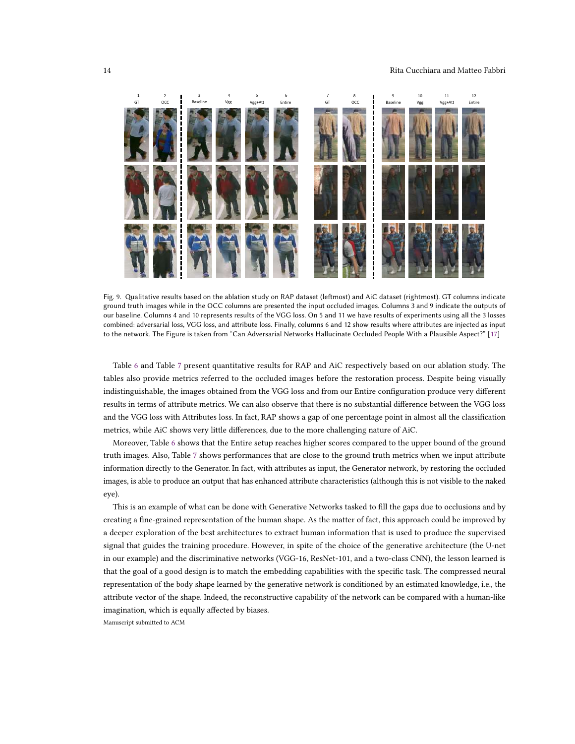1 GT

2 OCC

3 Baseline

4 Vgg

5 Vgg+Att

6 Entire

7 GT

8 OCC

9 Baseline

10 Vgg

11 Vgg+Att

12 Entire

Fig. 9. Qualitative results based on the ablation study on RAP dataset (leftmost) and AiC dataset (rightmost). GT columns indicate ground truth images while in the OCC columns are presented the input occluded images. Columns 3 and 9 indicate the outputs of our baseline. Columns 4 and 10 represents results of the VGG loss. On 5 and 11 we have results of experiments using all the 3 losses combined: adversarial loss, VGG loss, and attribute loss. Finally, columns 6 and 12 show results where attributes are injected as input to the network. The Figure is taken from "Can Adversarial Networks Hallucinate Occluded People With a Plausible Aspect?" [17]

Table 6 and Table 7 present quantitative results for RAP and AiC respectively based on our ablation study. The tables also provide metrics referred to the occluded images before the restoration process. Despite being visually indistinguishable, the images obtained from the VGG loss and from our Entire configuration produce very different results in terms of attribute metrics. We can also observe that there is no substantial difference between the VGG loss and the VGG loss with Attributes loss. In fact, RAP shows a gap of one percentage point in almost all the classification metrics, while AiC shows very little differences, due to the more challenging nature of AiC.

Moreover, Table 6 shows that the Entire setup reaches higher scores compared to the upper bound of the ground truth images. Also, Table 7 shows performances that are close to the ground truth metrics when we input attribute information directly to the Generator. In fact, with attributes as input, the Generator network, by restoring the occluded images, is able to produce an output that has enhanced attribute characteristics (although this is not visible to the naked eye).

This is an example of what can be done with Generative Networks tasked to fill the gaps due to occlusions and by creating a fine-grained representation of the human shape. As the matter of fact, this approach could be improved by a deeper exploration of the best architectures to extract human information that is used to produce the supervised signal that guides the training procedure. However, in spite of the choice of the generative architecture (the U-net in our example) and the discriminative networks (VGG-16, ResNet-101, and a two-class CNN), the lesson learned is that the goal of a good design is to match the embedding capabilities with the specific task. The compressed neural representation of the body shape learned by the generative network is conditioned by an estimated knowledge, i.e., the attribute vector of the shape. Indeed, the reconstructive capability of the network can be compared with a human-like imagination, which is equally affected by biases.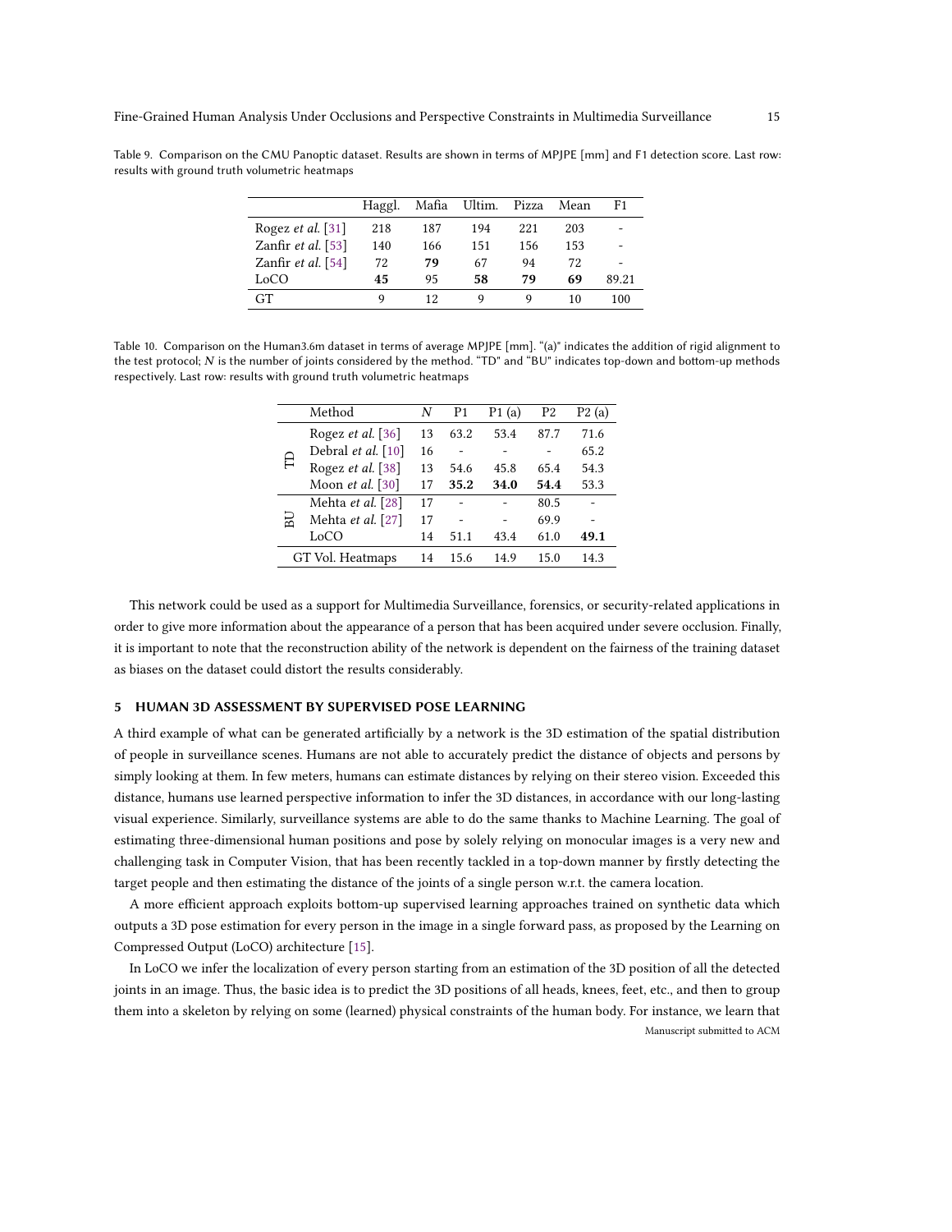Table 9. Comparison on the CMU Panoptic dataset. Results are shown in terms of MPJPE [mm] and F1 detection score. Last row: results with ground truth volumetric heatmaps

| | Haggl. | Mafia | Ultim. | Pizza | Mean | F1 |
|---|---|---|---|---|---|---|
| Rogez *et al.* [31] | 218 | 187 | 194 | 221 | 203 | - |
| Zanfir *et al.* [53] | 140 | 166 | 151 | 156 | 153 | - |
| Zanfir *et al.* [54] | 72 | **79** | 67 | 94 | 72 | - |
| LoCO | **45** | 95 | **58** | **79** | **69** | 89.21 |
| GT | 9 | 12 | 9 | 9 | 10 | 100 |

Table 10. Comparison on the Human3.6m dataset in terms of average MPJPE [mm]. "(a)" indicates the addition of rigid alignment to the test protocol; $N$ is the number of joints considered by the method. "TD" and "BU" indicates top-down and bottom-up methods respectively. Last row: results with ground truth volumetric heatmaps

| | Method | $N$ | P1 | P1 (a) | P2 | P2 (a) |
|---|---|---|---|---|---|---|
| TD | Rogez *et al.* [36] | 13 | 63.2 | 53.4 | 87.7 | 71.6 |
| | Debral *et al.* [10] | 16 | - | - | - | 65.2 |
| | Rogez *et al.* [38] | 13 | 54.6 | 45.8 | 65.4 | 54.3 |
| | Moon *et al.* [30] | 17 | **35.2** | **34.0** | **54.4** | 53.3 |
| BU | Mehta *et al.* [28] | 17 | - | - | 80.5 | - |
| | Mehta *et al.* [27] | 17 | - | - | 69.9 | - |
| | LoCO | 14 | 51.1 | 43.4 | 61.0 | **49.1** |
| GT Vol. Heatmaps | | 14 | 15.6 | 14.9 | 15.0 | 14.3 |

This network could be used as a support for Multimedia Surveillance, forensics, or security-related applications in order to give more information about the appearance of a person that has been acquired under severe occlusion. Finally, it is important to note that the reconstruction ability of the network is dependent on the fairness of the training dataset as biases on the dataset could distort the results considerably.

## 5 HUMAN 3D ASSESSMENT BY SUPERVISED POSE LEARNING

A third example of what can be generated artificially by a network is the 3D estimation of the spatial distribution of people in surveillance scenes. Humans are not able to accurately predict the distance of objects and persons by simply looking at them. In few meters, humans can estimate distances by relying on their stereo vision. Exceeded this distance, humans use learned perspective information to infer the 3D distances, in accordance with our long-lasting visual experience. Similarly, surveillance systems are able to do the same thanks to Machine Learning. The goal of estimating three-dimensional human positions and pose by solely relying on monocular images is a very new and challenging task in Computer Vision, that has been recently tackled in a top-down manner by firstly detecting the target people and then estimating the distance of the joints of a single person w.r.t. the camera location.

A more efficient approach exploits bottom-up supervised learning approaches trained on synthetic data which outputs a 3D pose estimation for every person in the image in a single forward pass, as proposed by the Learning on Compressed Output (LoCO) architecture [15].

In LoCO we infer the localization of every person starting from an estimation of the 3D position of all the detected joints in an image. Thus, the basic idea is to predict the 3D positions of all heads, knees, feet, etc., and then to group them into a skeleton by relying on some (learned) physical constraints of the human body. For instance, we learn that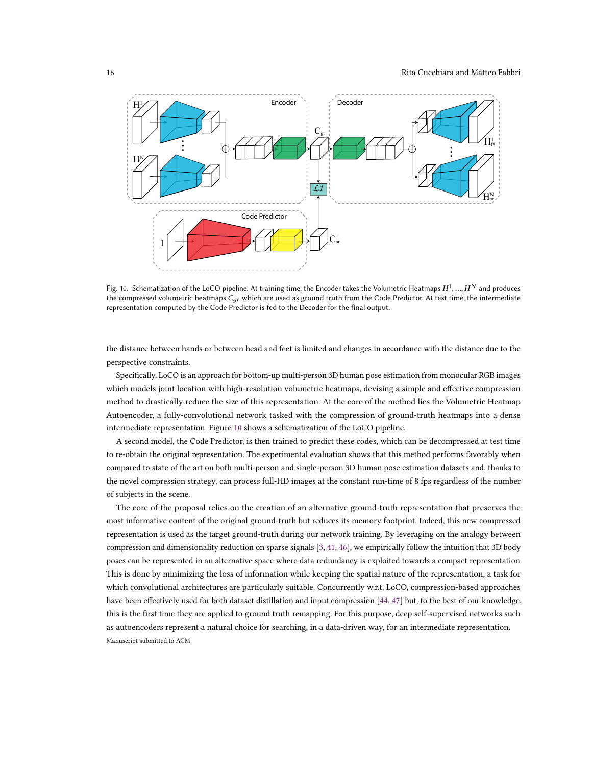Encoder

Decoder

$H^1$

$H^N$

$C_{gt}$

$\mathcal{L}1$

$H^1_{pr}$

$H^N_{pr}$

Code Predictor

I

$C_{pr}$

Fig. 10. Schematization of the LoCO pipeline. At training time, the Encoder takes the Volumetric Heatmaps $H^1, ..., H^N$ and produces the compressed volumetric heatmaps $C_{gt}$ which are used as ground truth from the Code Predictor. At test time, the intermediate representation computed by the Code Predictor is fed to the Decoder for the final output.

the distance between hands or between head and feet is limited and changes in accordance with the distance due to the perspective constraints.

Specifically, LoCO is an approach for bottom-up multi-person 3D human pose estimation from monocular RGB images which models joint location with high-resolution volumetric heatmaps, devising a simple and effective compression method to drastically reduce the size of this representation. At the core of the method lies the Volumetric Heatmap Autoencoder, a fully-convolutional network tasked with the compression of ground-truth heatmaps into a dense intermediate representation. Figure 10 shows a schematization of the LoCO pipeline.

A second model, the Code Predictor, is then trained to predict these codes, which can be decompressed at test time to re-obtain the original representation. The experimental evaluation shows that this method performs favorably when compared to state of the art on both multi-person and single-person 3D human pose estimation datasets and, thanks to the novel compression strategy, can process full-HD images at the constant run-time of 8 fps regardless of the number of subjects in the scene.

The core of the proposal relies on the creation of an alternative ground-truth representation that preserves the most informative content of the original ground-truth but reduces its memory footprint. Indeed, this new compressed representation is used as the target ground-truth during our network training. By leveraging on the analogy between compression and dimensionality reduction on sparse signals [3, 41, 46], we empirically follow the intuition that 3D body poses can be represented in an alternative space where data redundancy is exploited towards a compact representation. This is done by minimizing the loss of information while keeping the spatial nature of the representation, a task for which convolutional architectures are particularly suitable. Concurrently w.r.t. LoCO, compression-based approaches have been effectively used for both dataset distillation and input compression [44, 47] but, to the best of our knowledge, this is the first time they are applied to ground truth remapping. For this purpose, deep self-supervised networks such as autoencoders represent a natural choice for searching, in a data-driven way, for an intermediate representation.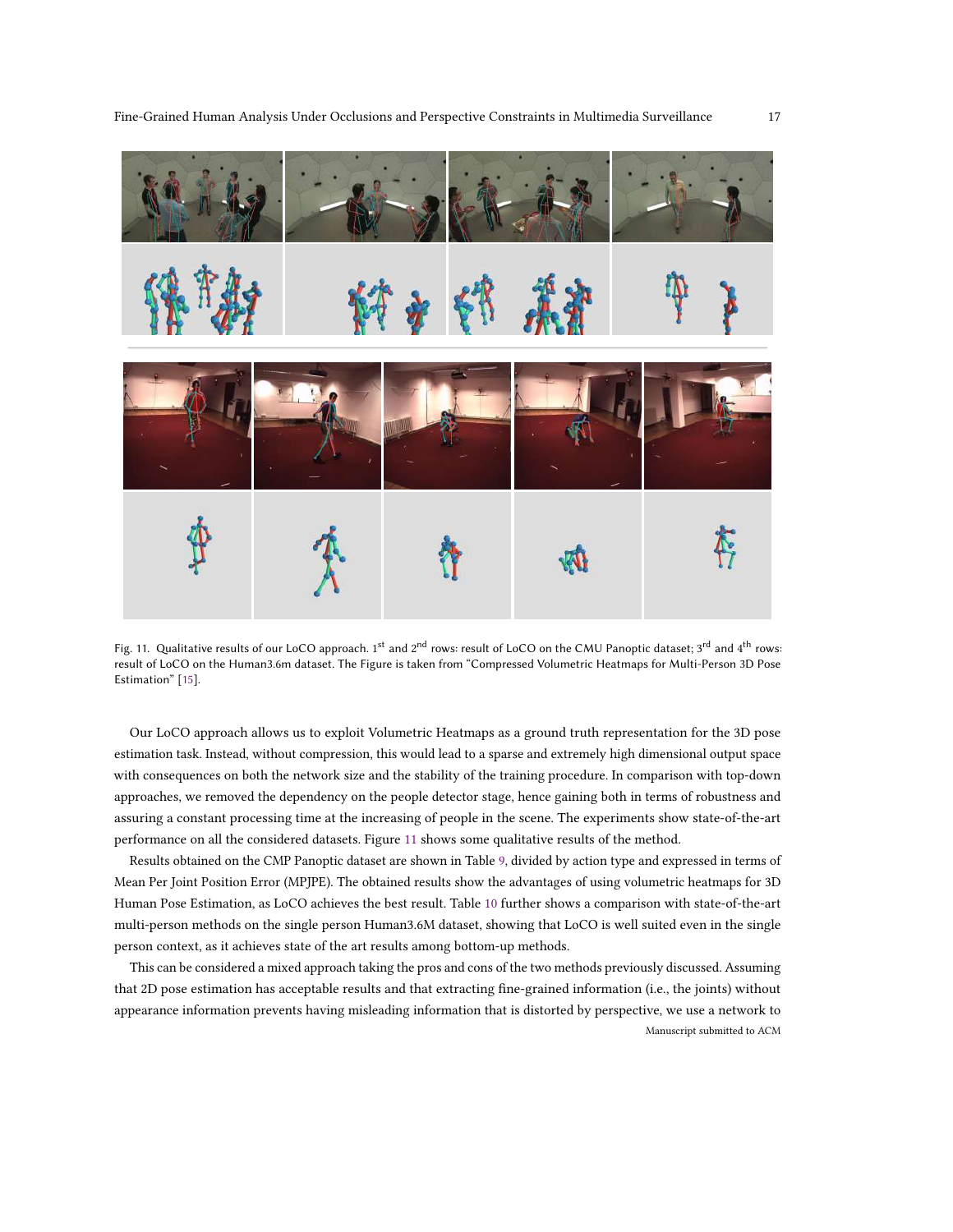Fig. 11. Qualitative results of our LoCO approach. 1st and 2nd rows: result of LoCO on the CMU Panoptic dataset; 3rd and 4th rows: result of LoCO on the Human3.6m dataset. The Figure is taken from "Compressed Volumetric Heatmaps for Multi-Person 3D Pose Estimation" [15].

Our LoCO approach allows us to exploit Volumetric Heatmaps as a ground truth representation for the 3D pose estimation task. Instead, without compression, this would lead to a sparse and extremely high dimensional output space with consequences on both the network size and the stability of the training procedure. In comparison with top-down approaches, we removed the dependency on the people detector stage, hence gaining both in terms of robustness and assuring a constant processing time at the increasing of people in the scene. The experiments show state-of-the-art performance on all the considered datasets. Figure 11 shows some qualitative results of the method.

Results obtained on the CMP Panoptic dataset are shown in Table 9, divided by action type and expressed in terms of Mean Per Joint Position Error (MPJPE). The obtained results show the advantages of using volumetric heatmaps for 3D Human Pose Estimation, as LoCO achieves the best result. Table 10 further shows a comparison with state-of-the-art multi-person methods on the single person Human3.6M dataset, showing that LoCO is well suited even in the single person context, as it achieves state of the art results among bottom-up methods.

This can be considered a mixed approach taking the pros and cons of the two methods previously discussed. Assuming that 2D pose estimation has acceptable results and that extracting fine-grained information (i.e., the joints) without appearance information prevents having misleading information that is distorted by perspective, we use a network to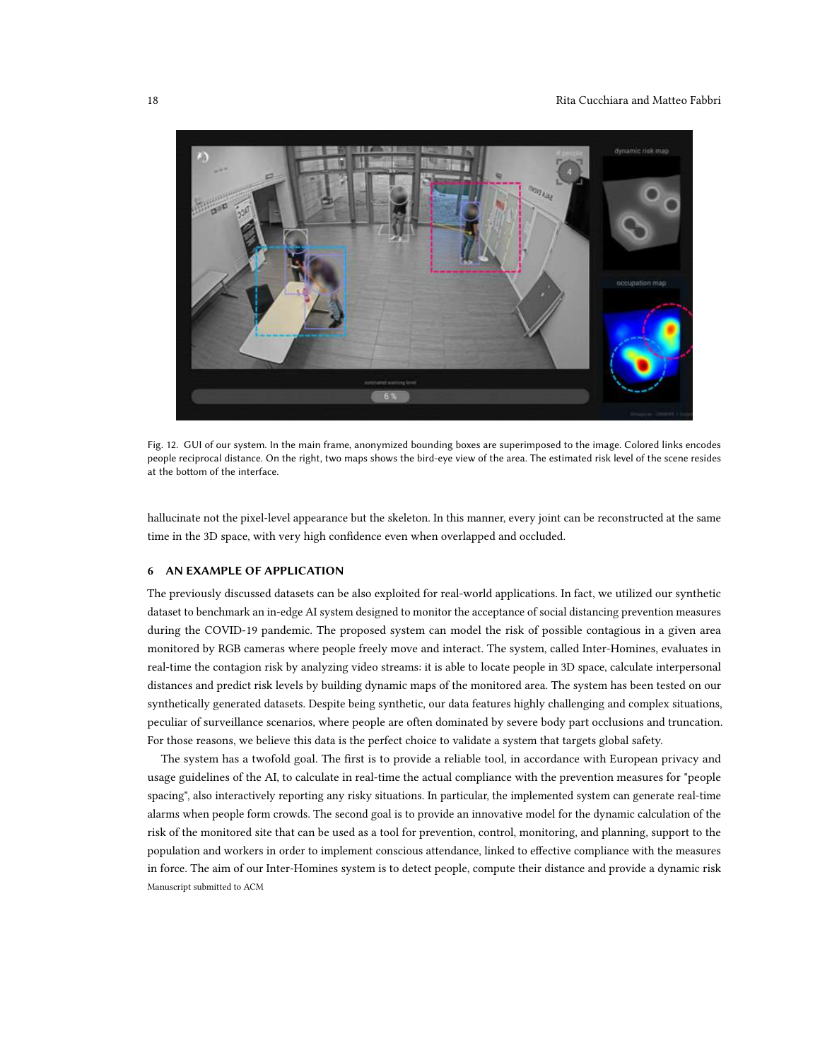Fig. 12. GUI of our system. In the main frame, anonymized bounding boxes are superimposed to the image. Colored links encodes people reciprocal distance. On the right, two maps shows the bird-eye view of the area. The estimated risk level of the scene resides at the bottom of the interface.

hallucinate not the pixel-level appearance but the skeleton. In this manner, every joint can be reconstructed at the same time in the 3D space, with very high confidence even when overlapped and occluded.

## 6 AN EXAMPLE OF APPLICATION

The previously discussed datasets can be also exploited for real-world applications. In fact, we utilized our synthetic dataset to benchmark an in-edge AI system designed to monitor the acceptance of social distancing prevention measures during the COVID-19 pandemic. The proposed system can model the risk of possible contagious in a given area monitored by RGB cameras where people freely move and interact. The system, called Inter-Homines, evaluates in real-time the contagion risk by analyzing video streams: it is able to locate people in 3D space, calculate interpersonal distances and predict risk levels by building dynamic maps of the monitored area. The system has been tested on our synthetically generated datasets. Despite being synthetic, our data features highly challenging and complex situations, peculiar of surveillance scenarios, where people are often dominated by severe body part occlusions and truncation. For those reasons, we believe this data is the perfect choice to validate a system that targets global safety.

The system has a twofold goal. The first is to provide a reliable tool, in accordance with European privacy and usage guidelines of the AI, to calculate in real-time the actual compliance with the prevention measures for "people spacing", also interactively reporting any risky situations. In particular, the implemented system can generate real-time alarms when people form crowds. The second goal is to provide an innovative model for the dynamic calculation of the risk of the monitored site that can be used as a tool for prevention, control, monitoring, and planning, support to the population and workers in order to implement conscious attendance, linked to effective compliance with the measures in force. The aim of our Inter-Homines system is to detect people, compute their distance and provide a dynamic risk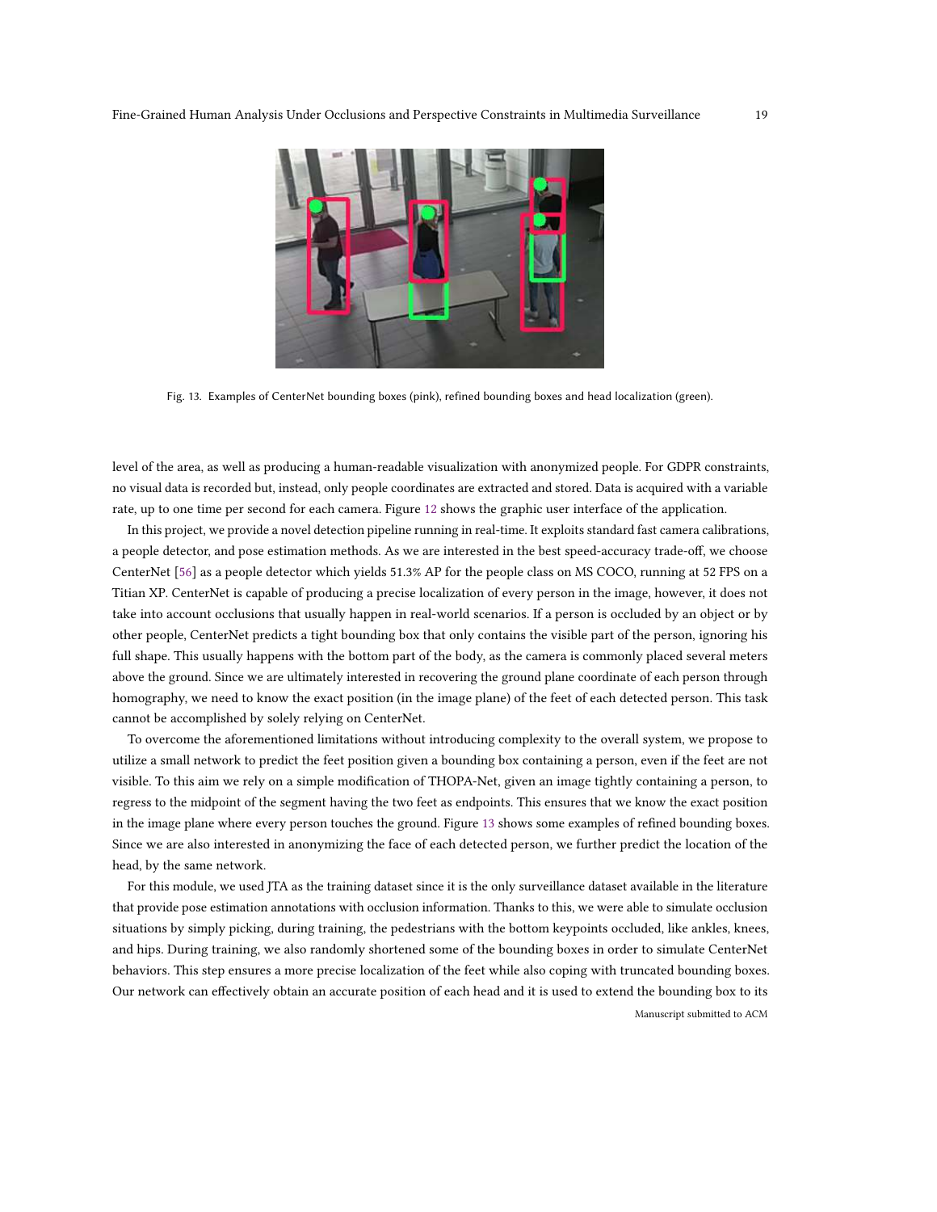Fig. 13. Examples of CenterNet bounding boxes (pink), refined bounding boxes and head localization (green).

level of the area, as well as producing a human-readable visualization with anonymized people. For GDPR constraints, no visual data is recorded but, instead, only people coordinates are extracted and stored. Data is acquired with a variable rate, up to one time per second for each camera. Figure 12 shows the graphic user interface of the application.

In this project, we provide a novel detection pipeline running in real-time. It exploits standard fast camera calibrations, a people detector, and pose estimation methods. As we are interested in the best speed-accuracy trade-off, we choose CenterNet [56] as a people detector which yields 51.3% AP for the people class on MS COCO, running at 52 FPS on a Titian XP. CenterNet is capable of producing a precise localization of every person in the image, however, it does not take into account occlusions that usually happen in real-world scenarios. If a person is occluded by an object or by other people, CenterNet predicts a tight bounding box that only contains the visible part of the person, ignoring his full shape. This usually happens with the bottom part of the body, as the camera is commonly placed several meters above the ground. Since we are ultimately interested in recovering the ground plane coordinate of each person through homography, we need to know the exact position (in the image plane) of the feet of each detected person. This task cannot be accomplished by solely relying on CenterNet.

To overcome the aforementioned limitations without introducing complexity to the overall system, we propose to utilize a small network to predict the feet position given a bounding box containing a person, even if the feet are not visible. To this aim we rely on a simple modification of THOPA-Net, given an image tightly containing a person, to regress to the midpoint of the segment having the two feet as endpoints. This ensures that we know the exact position in the image plane where every person touches the ground. Figure 13 shows some examples of refined bounding boxes. Since we are also interested in anonymizing the face of each detected person, we further predict the location of the head, by the same network.

For this module, we used JTA as the training dataset since it is the only surveillance dataset available in the literature that provide pose estimation annotations with occlusion information. Thanks to this, we were able to simulate occlusion situations by simply picking, during training, the pedestrians with the bottom keypoints occluded, like ankles, knees, and hips. During training, we also randomly shortened some of the bounding boxes in order to simulate CenterNet behaviors. This step ensures a more precise localization of the feet while also coping with truncated bounding boxes. Our network can effectively obtain an accurate position of each head and it is used to extend the bounding box to its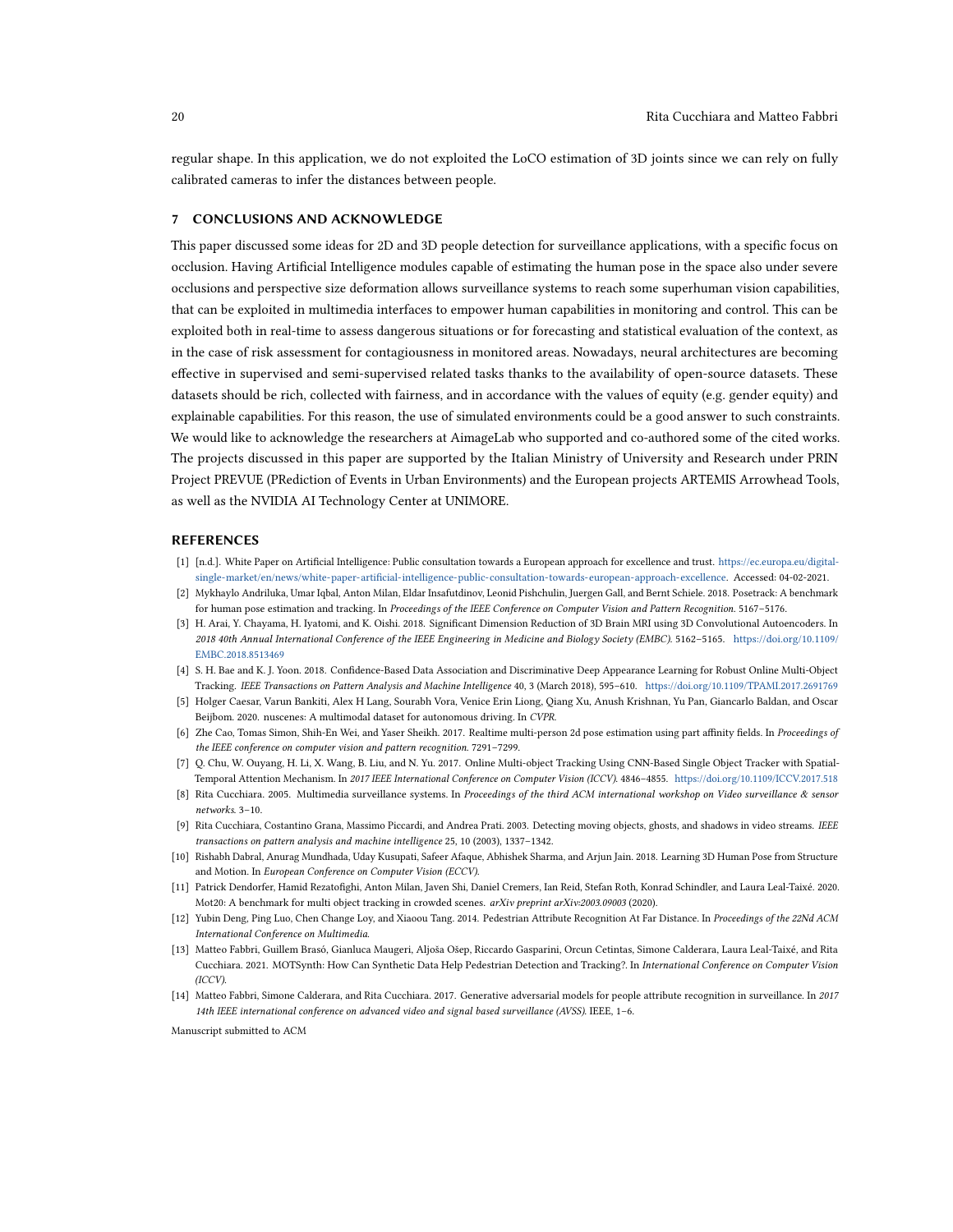regular shape. In this application, we do not exploited the LoCO estimation of 3D joints since we can rely on fully calibrated cameras to infer the distances between people.

## 7 CONCLUSIONS AND ACKNOWLEDGE

This paper discussed some ideas for 2D and 3D people detection for surveillance applications, with a specific focus on occlusion. Having Artificial Intelligence modules capable of estimating the human pose in the space also under severe occlusions and perspective size deformation allows surveillance systems to reach some superhuman vision capabilities, that can be exploited in multimedia interfaces to empower human capabilities in monitoring and control. This can be exploited both in real-time to assess dangerous situations or for forecasting and statistical evaluation of the context, as in the case of risk assessment for contagiousness in monitored areas. Nowadays, neural architectures are becoming effective in supervised and semi-supervised related tasks thanks to the availability of open-source datasets. These datasets should be rich, collected with fairness, and in accordance with the values of equity (e.g. gender equity) and explainable capabilities. For this reason, the use of simulated environments could be a good answer to such constraints. We would like to acknowledge the researchers at AimageLab who supported and co-authored some of the cited works. The projects discussed in this paper are supported by the Italian Ministry of University and Research under PRIN Project PREVUE (PRediction of Events in Urban Environments) and the European projects ARTEMIS Arrowhead Tools, as well as the NVIDIA AI Technology Center at UNIMORE.

## REFERENCES

[1] [n.d.]. White Paper on Artificial Intelligence: Public consultation towards a European approach for excellence and trust. https://ec.europa.eu/digital-single-market/en/news/white-paper-artificial-intelligence-public-consultation-towards-european-approach-excellence. Accessed: 04-02-2021.

[2] Mykhaylo Andriluka, Umar Iqbal, Anton Milan, Eldar Insafutdinov, Leonid Pishchulin, Juergen Gall, and Bernt Schiele. 2018. Posetrack: A benchmark for human pose estimation and tracking. In *Proceedings of the IEEE Conference on Computer Vision and Pattern Recognition*. 5167–5176.

[3] H. Arai, Y. Chayama, H. Iyatomi, and K. Oishi. 2018. Significant Dimension Reduction of 3D Brain MRI using 3D Convolutional Autoencoders. In *2018 40th Annual International Conference of the IEEE Engineering in Medicine and Biology Society (EMBC)*. 5162–5165. https://doi.org/10.1109/EMBC.2018.8513469

[4] S. H. Bae and K. J. Yoon. 2018. Confidence-Based Data Association and Discriminative Deep Appearance Learning for Robust Online Multi-Object Tracking. *IEEE Transactions on Pattern Analysis and Machine Intelligence* 40, 3 (March 2018), 595–610. https://doi.org/10.1109/TPAMI.2017.2691769

[5] Holger Caesar, Varun Bankiti, Alex H Lang, Sourabh Vora, Venice Erin Liong, Qiang Xu, Anush Krishnan, Yu Pan, Giancarlo Baldan, and Oscar Beijbom. 2020. nuscenes: A multimodal dataset for autonomous driving. In *CVPR*.

[6] Zhe Cao, Tomas Simon, Shih-En Wei, and Yaser Sheikh. 2017. Realtime multi-person 2d pose estimation using part affinity fields. In *Proceedings of the IEEE conference on computer vision and pattern recognition*. 7291–7299.

[7] Q. Chu, W. Ouyang, H. Li, X. Wang, B. Liu, and N. Yu. 2017. Online Multi-object Tracking Using CNN-Based Single Object Tracker with Spatial-Temporal Attention Mechanism. In *2017 IEEE International Conference on Computer Vision (ICCV)*. 4846–4855. https://doi.org/10.1109/ICCV.2017.518

[8] Rita Cucchiara. 2005. Multimedia surveillance systems. In *Proceedings of the third ACM international workshop on Video surveillance & sensor networks*. 3–10.

[9] Rita Cucchiara, Costantino Grana, Massimo Piccardi, and Andrea Prati. 2003. Detecting moving objects, ghosts, and shadows in video streams. *IEEE transactions on pattern analysis and machine intelligence* 25, 10 (2003), 1337–1342.

[10] Rishabh Dabral, Anurag Mundhada, Uday Kusupati, Safeer Afaque, Abhishek Sharma, and Arjun Jain. 2018. Learning 3D Human Pose from Structure and Motion. In *European Conference on Computer Vision (ECCV)*.

[11] Patrick Dendorfer, Hamid Rezatofighi, Anton Milan, Javen Shi, Daniel Cremers, Ian Reid, Stefan Roth, Konrad Schindler, and Laura Leal-Taixé. 2020. Mot20: A benchmark for multi object tracking in crowded scenes. *arXiv preprint arXiv:2003.09003* (2020).

[12] Yubin Deng, Ping Luo, Chen Change Loy, and Xiaoou Tang. 2014. Pedestrian Attribute Recognition At Far Distance. In *Proceedings of the 22Nd ACM International Conference on Multimedia*.

[13] Matteo Fabbri, Guillem Brasó, Gianluca Maugeri, Aljoša Ošep, Riccardo Gasparini, Orcun Cetintas, Simone Calderara, Laura Leal-Taixé, and Rita Cucchiara. 2021. MOTSynth: How Can Synthetic Data Help Pedestrian Detection and Tracking?. In *International Conference on Computer Vision (ICCV)*.

[14] Matteo Fabbri, Simone Calderara, and Rita Cucchiara. 2017. Generative adversarial models for people attribute recognition in surveillance. In *2017 14th IEEE international conference on advanced video and signal based surveillance (AVSS)*. IEEE, 1–6.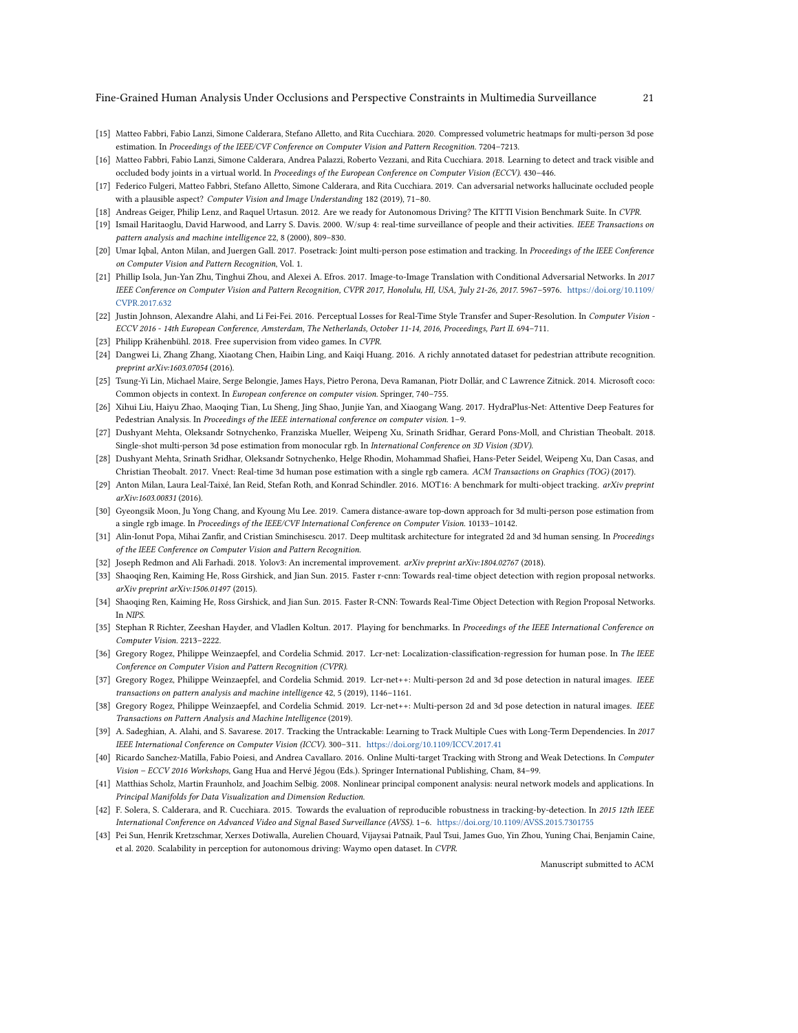[15] Matteo Fabbri, Fabio Lanzi, Simone Calderara, Stefano Alletto, and Rita Cucchiara. 2020. Compressed volumetric heatmaps for multi-person 3d pose estimation. In *Proceedings of the IEEE/CVF Conference on Computer Vision and Pattern Recognition*. 7204–7213.

[16] Matteo Fabbri, Fabio Lanzi, Simone Calderara, Andrea Palazzi, Roberto Vezzani, and Rita Cucchiara. 2018. Learning to detect and track visible and occluded body joints in a virtual world. In *Proceedings of the European Conference on Computer Vision (ECCV)*. 430–446.

[17] Federico Fulgeri, Matteo Fabbri, Stefano Alletto, Simone Calderara, and Rita Cucchiara. 2019. Can adversarial networks hallucinate occluded people with a plausible aspect? *Computer Vision and Image Understanding* 182 (2019), 71–80.

[18] Andreas Geiger, Philip Lenz, and Raquel Urtasun. 2012. Are we ready for Autonomous Driving? The KITTI Vision Benchmark Suite. In *CVPR*.

[19] Ismail Haritaoglu, David Harwood, and Larry S. Davis. 2000. W/sup 4: real-time surveillance of people and their activities. *IEEE Transactions on pattern analysis and machine intelligence* 22, 8 (2000), 809–830.

[20] Umar Iqbal, Anton Milan, and Juergen Gall. 2017. Posetrack: Joint multi-person pose estimation and tracking. In *Proceedings of the IEEE Conference on Computer Vision and Pattern Recognition*, Vol. 1.

[21] Phillip Isola, Jun-Yan Zhu, Tinghui Zhou, and Alexei A. Efros. 2017. Image-to-Image Translation with Conditional Adversarial Networks. In *2017 IEEE Conference on Computer Vision and Pattern Recognition, CVPR 2017, Honolulu, HI, USA, July 21-26, 2017*. 5967–5976. https://doi.org/10.1109/CVPR.2017.632

[22] Justin Johnson, Alexandre Alahi, and Li Fei-Fei. 2016. Perceptual Losses for Real-Time Style Transfer and Super-Resolution. In *Computer Vision - ECCV 2016 - 14th European Conference, Amsterdam, The Netherlands, October 11-14, 2016, Proceedings, Part II*. 694–711.

[23] Philipp Krähenbühl. 2018. Free supervision from video games. In *CVPR*.

[24] Dangwei Li, Zhang Zhang, Xiaotang Chen, Haibin Ling, and Kaiqi Huang. 2016. A richly annotated dataset for pedestrian attribute recognition. *preprint arXiv:1603.07054* (2016).

[25] Tsung-Yi Lin, Michael Maire, Serge Belongie, James Hays, Pietro Perona, Deva Ramanan, Piotr Dollár, and C Lawrence Zitnick. 2014. Microsoft coco: Common objects in context. In *European conference on computer vision*. Springer, 740–755.

[26] Xihui Liu, Haiyu Zhao, Maoqing Tian, Lu Sheng, Jing Shao, Junjie Yan, and Xiaogang Wang. 2017. HydraPlus-Net: Attentive Deep Features for Pedestrian Analysis. In *Proceedings of the IEEE international conference on computer vision*. 1–9.

[27] Dushyant Mehta, Oleksandr Sotnychenko, Franziska Mueller, Weipeng Xu, Srinath Sridhar, Gerard Pons-Moll, and Christian Theobalt. 2018. Single-shot multi-person 3d pose estimation from monocular rgb. In *International Conference on 3D Vision (3DV)*.

[28] Dushyant Mehta, Srinath Sridhar, Oleksandr Sotnychenko, Helge Rhodin, Mohammad Shafiei, Hans-Peter Seidel, Weipeng Xu, Dan Casas, and Christian Theobalt. 2017. Vnect: Real-time 3d human pose estimation with a single rgb camera. *ACM Transactions on Graphics (TOG)* (2017).

[29] Anton Milan, Laura Leal-Taixé, Ian Reid, Stefan Roth, and Konrad Schindler. 2016. MOT16: A benchmark for multi-object tracking. *arXiv preprint arXiv:1603.00831* (2016).

[30] Gyeongsik Moon, Ju Yong Chang, and Kyoung Mu Lee. 2019. Camera distance-aware top-down approach for 3d multi-person pose estimation from a single rgb image. In *Proceedings of the IEEE/CVF International Conference on Computer Vision*. 10133–10142.

[31] Alin-Ionut Popa, Mihai Zanfir, and Cristian Sminchisescu. 2017. Deep multitask architecture for integrated 2d and 3d human sensing. In *Proceedings of the IEEE Conference on Computer Vision and Pattern Recognition*.

[32] Joseph Redmon and Ali Farhadi. 2018. Yolov3: An incremental improvement. *arXiv preprint arXiv:1804.02767* (2018).

[33] Shaoqing Ren, Kaiming He, Ross Girshick, and Jian Sun. 2015. Faster r-cnn: Towards real-time object detection with region proposal networks. *arXiv preprint arXiv:1506.01497* (2015).

[34] Shaoqing Ren, Kaiming He, Ross Girshick, and Jian Sun. 2015. Faster R-CNN: Towards Real-Time Object Detection with Region Proposal Networks. In *NIPS*.

[35] Stephan R Richter, Zeeshan Hayder, and Vladlen Koltun. 2017. Playing for benchmarks. In *Proceedings of the IEEE International Conference on Computer Vision*. 2213–2222.

[36] Gregory Rogez, Philippe Weinzaepfel, and Cordelia Schmid. 2017. Lcr-net: Localization-classification-regression for human pose. In *The IEEE Conference on Computer Vision and Pattern Recognition (CVPR)*.

[37] Gregory Rogez, Philippe Weinzaepfel, and Cordelia Schmid. 2019. Lcr-net++: Multi-person 2d and 3d pose detection in natural images. *IEEE transactions on pattern analysis and machine intelligence* 42, 5 (2019), 1146–1161.

[38] Gregory Rogez, Philippe Weinzaepfel, and Cordelia Schmid. 2019. Lcr-net++: Multi-person 2d and 3d pose detection in natural images. *IEEE Transactions on Pattern Analysis and Machine Intelligence* (2019).

[39] A. Sadeghian, A. Alahi, and S. Savarese. 2017. Tracking the Untrackable: Learning to Track Multiple Cues with Long-Term Dependencies. In *2017 IEEE International Conference on Computer Vision (ICCV)*. 300–311. https://doi.org/10.1109/ICCV.2017.41

[40] Ricardo Sanchez-Matilla, Fabio Poiesi, and Andrea Cavallaro. 2016. Online Multi-target Tracking with Strong and Weak Detections. In *Computer Vision – ECCV 2016 Workshops*, Gang Hua and Hervé Jégou (Eds.). Springer International Publishing, Cham, 84–99.

[41] Matthias Scholz, Martin Fraunholz, and Joachim Selbig. 2008. Nonlinear principal component analysis: neural network models and applications. In *Principal Manifolds for Data Visualization and Dimension Reduction*.

[42] F. Solera, S. Calderara, and R. Cucchiara. 2015. Towards the evaluation of reproducible robustness in tracking-by-detection. In *2015 12th IEEE International Conference on Advanced Video and Signal Based Surveillance (AVSS)*. 1–6. https://doi.org/10.1109/AVSS.2015.7301755

[43] Pei Sun, Henrik Kretzschmar, Xerxes Dotiwalla, Aurelien Chouard, Vijaysai Patnaik, Paul Tsui, James Guo, Yin Zhou, Yuning Chai, Benjamin Caine, et al. 2020. Scalability in perception for autonomous driving: Waymo open dataset. In *CVPR*.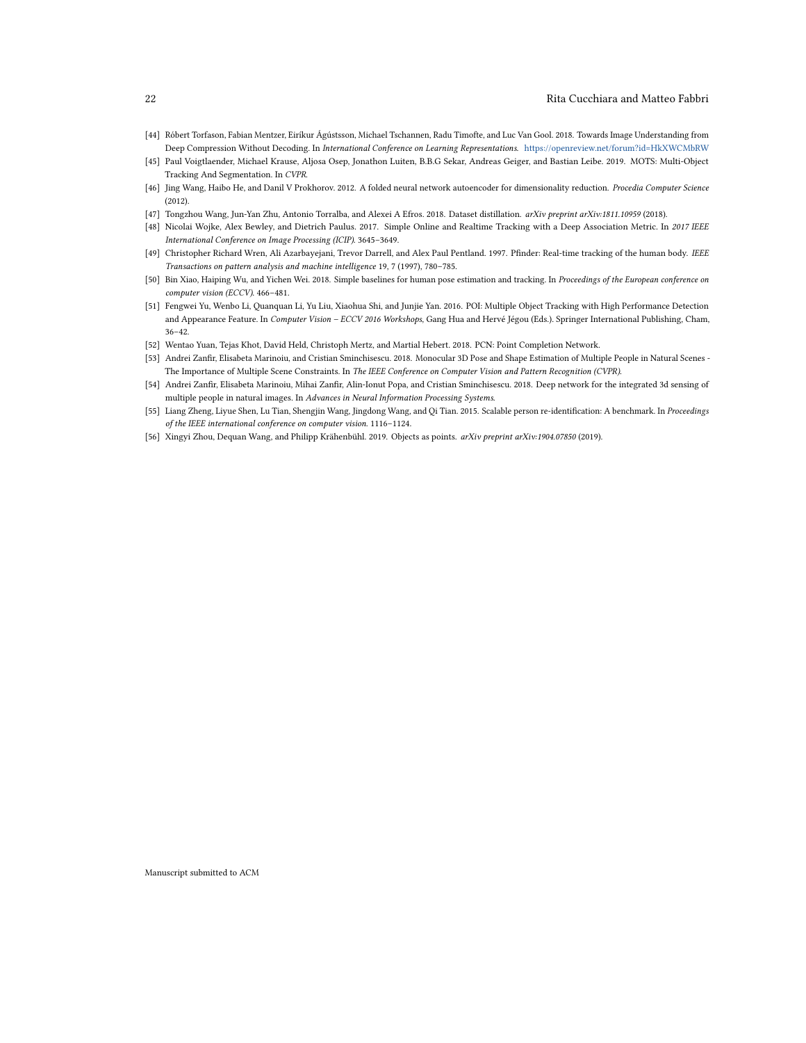[44] Róbert Torfason, Fabian Mentzer, Eiríkur Ágústsson, Michael Tschannen, Radu Timofte, and Luc Van Gool. 2018. Towards Image Understanding from Deep Compression Without Decoding. In *International Conference on Learning Representations*. https://openreview.net/forum?id=HkXWCMbRW

[45] Paul Voigtlaender, Michael Krause, Aljosa Osep, Jonathon Luiten, B.B.G Sekar, Andreas Geiger, and Bastian Leibe. 2019. MOTS: Multi-Object Tracking And Segmentation. In *CVPR*.

[46] Jing Wang, Haibo He, and Danil V Prokhorov. 2012. A folded neural network autoencoder for dimensionality reduction. *Procedia Computer Science* (2012).

[47] Tongzhou Wang, Jun-Yan Zhu, Antonio Torralba, and Alexei A Efros. 2018. Dataset distillation. *arXiv preprint arXiv:1811.10959* (2018).

[48] Nicolai Wojke, Alex Bewley, and Dietrich Paulus. 2017. Simple Online and Realtime Tracking with a Deep Association Metric. In *2017 IEEE International Conference on Image Processing (ICIP)*. 3645–3649.

[49] Christopher Richard Wren, Ali Azarbayejani, Trevor Darrell, and Alex Paul Pentland. 1997. Pfinder: Real-time tracking of the human body. *IEEE Transactions on pattern analysis and machine intelligence* 19, 7 (1997), 780–785.

[50] Bin Xiao, Haiping Wu, and Yichen Wei. 2018. Simple baselines for human pose estimation and tracking. In *Proceedings of the European conference on computer vision (ECCV)*. 466–481.

[51] Fengwei Yu, Wenbo Li, Quanquan Li, Yu Liu, Xiaohua Shi, and Junjie Yan. 2016. POI: Multiple Object Tracking with High Performance Detection and Appearance Feature. In *Computer Vision – ECCV 2016 Workshops*, Gang Hua and Hervé Jégou (Eds.). Springer International Publishing, Cham, 36–42.

[52] Wentao Yuan, Tejas Khot, David Held, Christoph Mertz, and Martial Hebert. 2018. PCN: Point Completion Network.

[53] Andrei Zanfir, Elisabeta Marinoiu, and Cristian Sminchisescu. 2018. Monocular 3D Pose and Shape Estimation of Multiple People in Natural Scenes - The Importance of Multiple Scene Constraints. In *The IEEE Conference on Computer Vision and Pattern Recognition (CVPR)*.

[54] Andrei Zanfir, Elisabeta Marinoiu, Mihai Zanfir, Alin-Ionut Popa, and Cristian Sminchisescu. 2018. Deep network for the integrated 3d sensing of multiple people in natural images. In *Advances in Neural Information Processing Systems*.

[55] Liang Zheng, Liyue Shen, Lu Tian, Shengjin Wang, Jingdong Wang, and Qi Tian. 2015. Scalable person re-identification: A benchmark. In *Proceedings of the IEEE international conference on computer vision*. 1116–1124.

[56] Xingyi Zhou, Dequan Wang, and Philipp Krähenbühl. 2019. Objects as points. *arXiv preprint arXiv:1904.07850* (2019).